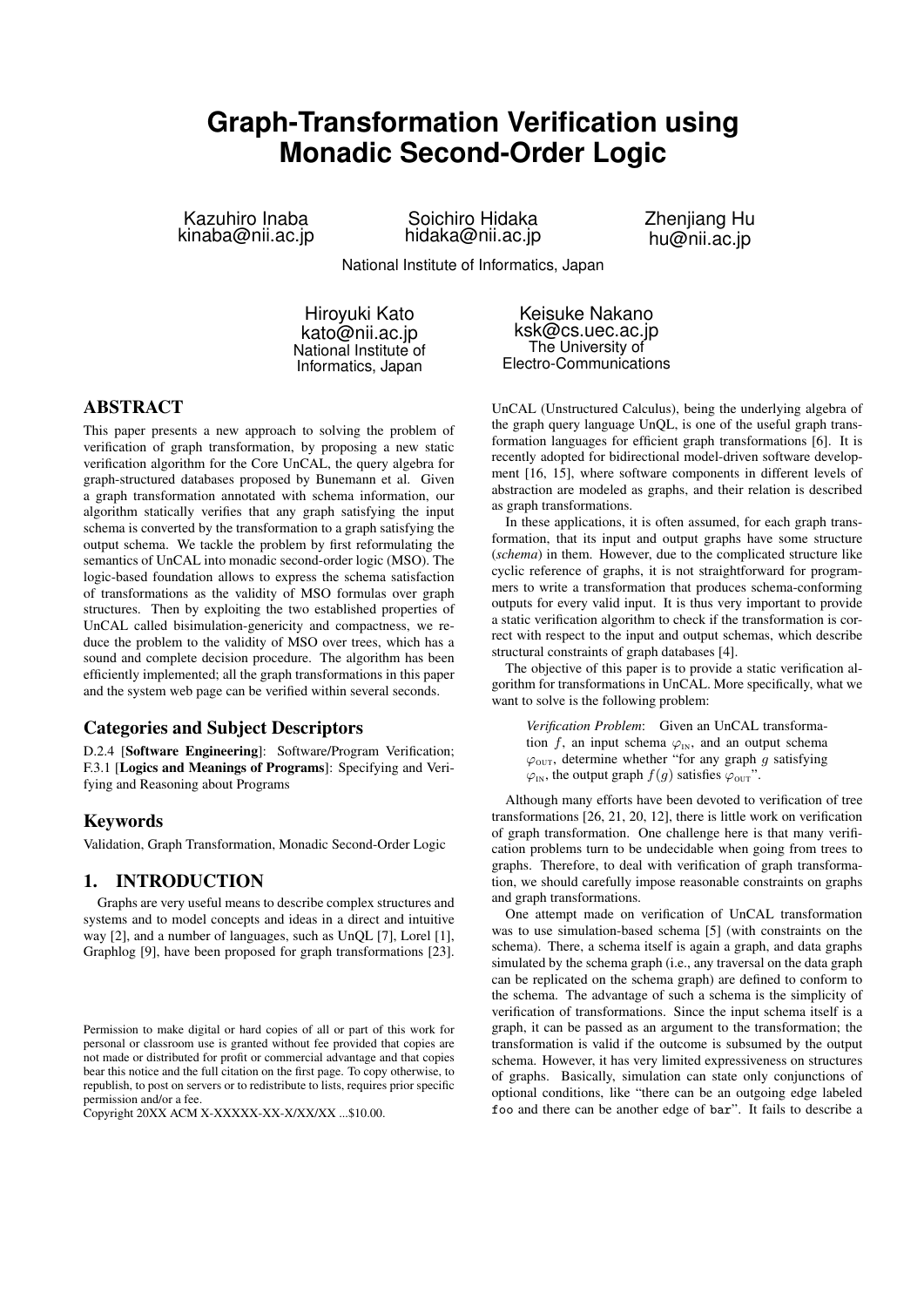# Graph-Transformation Verification using Monadic Second-Order Logic

Kazuhiro Inaba
kinaba@nii.ac.jp

Soichiro Hidaka
hidaka@nii.ac.jp

Zhenjiang Hu
hu@nii.ac.jp

National Institute of Informatics, Japan

Hiroyuki Kato
kato@nii.ac.jp
National Institute of Informatics, Japan

Keisuke Nakano
ksk@cs.uec.ac.jp
The University of Electro-Communications

## ABSTRACT

This paper presents a new approach to solving the problem of verification of graph transformation, by proposing a new static verification algorithm for the Core UnCAL, the query algebra for graph-structured databases proposed by Bunemann et al. Given a graph transformation annotated with schema information, our algorithm statically verifies that any graph satisfying the input schema is converted by the transformation to a graph satisfying the output schema. We tackle the problem by first reformulating the semantics of UnCAL into monadic second-order logic (MSO). The logic-based foundation allows to express the schema satisfaction of transformations as the validity of MSO formulas over graph structures. Then by exploiting the two established properties of UnCAL called bisimulation-genericity and compactness, we reduce the problem to the validity of MSO over trees, which has a sound and complete decision procedure. The algorithm has been efficiently implemented; all the graph transformations in this paper and the system web page can be verified within several seconds.

### Categories and Subject Descriptors

D.2.4 [**Software Engineering**]: Software/Program Verification; F.3.1 [**Logics and Meanings of Programs**]: Specifying and Verifying and Reasoning about Programs

### Keywords

Validation, Graph Transformation, Monadic Second-Order Logic

## 1. INTRODUCTION

Graphs are very useful means to describe complex structures and systems and to model concepts and ideas in a direct and intuitive way [2], and a number of languages, such as UnQL [7], Lorel [1], Graphlog [9], have been proposed for graph transformations [23].

UnCAL (Unstructured Calculus), being the underlying algebra of the graph query language UnQL, is one of the useful graph transformation languages for efficient graph transformations [6]. It is recently adopted for bidirectional model-driven software development [16, 15], where software components in different levels of abstraction are modeled as graphs, and their relation is described as graph transformations.

In these applications, it is often assumed, for each graph transformation, that its input and output graphs have some structure (*schema*) in them. However, due to the complicated structure like cyclic reference of graphs, it is not straightforward for programmers to write a transformation that produces schema-conforming outputs for every valid input. It is thus very important to provide a static verification algorithm to check if the transformation is correct with respect to the input and output schemas, which describe structural constraints of graph databases [4].

The objective of this paper is to provide a static verification algorithm for transformations in UnCAL. More specifically, what we want to solve is the following problem:

> *Verification Problem*: Given an UnCAL transformation $f$, an input schema $\varphi_{\text{IN}}$, and an output schema $\varphi_{\text{OUT}}$, determine whether "for any graph $g$ satisfying $\varphi_{\text{IN}}$, the output graph $f(g)$ satisfies $\varphi_{\text{OUT}}$".

Although many efforts have been devoted to verification of tree transformations [26, 21, 20, 12], there is little work on verification of graph transformation. One challenge here is that many verification problems turn to be undecidable when going from trees to graphs. Therefore, to deal with verification of graph transformation, we should carefully impose reasonable constraints on graphs and graph transformations.

One attempt made on verification of UnCAL transformation was to use simulation-based schema [5] (with constraints on the schema). There, a schema itself is again a graph, and data graphs simulated by the schema graph (i.e., any traversal on the data graph can be replicated on the schema graph) are defined to conform to the schema. The advantage of such a schema is the simplicity of verification of transformations. Since the input schema itself is a graph, it can be passed as an argument to the transformation; the transformation is valid if the outcome is subsumed by the output schema. However, it has very limited expressiveness on structures of graphs. Basically, simulation can state only conjunctions of optional conditions, like "there can be an outgoing edge labeled foo and there can be another edge of bar". It fails to describe a

Permission to make digital or hard copies of all or part of this work for personal or classroom use is granted without fee provided that copies are not made or distributed for profit or commercial advantage and that copies bear this notice and the full citation on the first page. To copy otherwise, to republish, to post on servers or to redistribute to lists, requires prior specific permission and/or a fee.
Copyright 20XX ACM X-XXXXX-XX-X/XX/XX ...$10.00.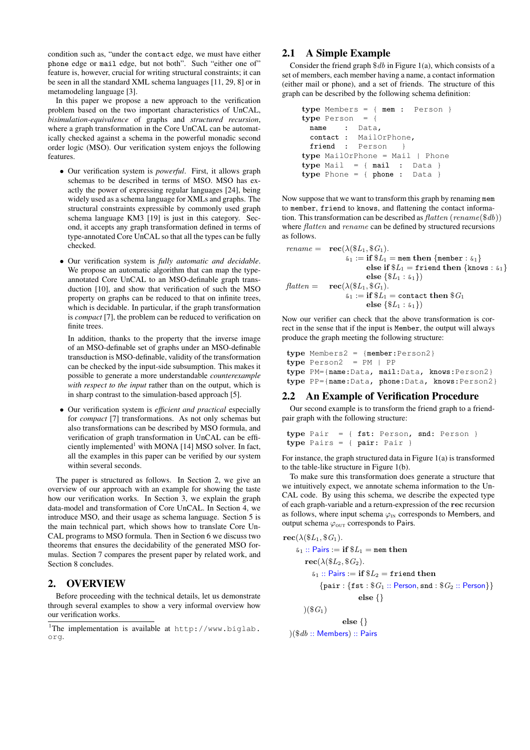condition such as, "under the `contact` edge, we must have either `phone` edge or `mail` edge, but not both". Such "either one of" feature is, however, crucial for writing structural constraints; it can be seen in all the standard XML schema languages [11, 29, 8] or in metamodeling language [3].

In this paper we propose a new approach to the verification problem based on the two important characteristics of UnCAL, *bisimulation-equivalence* of graphs and *structured* recursion, where a graph transformation in the Core UnCAL can be automatically checked against a schema in the powerful monadic second order logic (MSO). Our verification system enjoys the following features.

- Our verification system is *powerful*. First, it allows graph schemas to be described in terms of MSO. MSO has exactly the power of expressing regular languages [24], being widely used as a schema language for XMLs and graphs. The structural constraints expressible by commonly used graph schema language KM3 [19] is just in this category. Second, it accepts any graph transformation defined in terms of type-annotated Core UnCAL so that all the types can be fully checked.

- Our verification system is *fully automatic and decidable*. We propose an automatic algorithm that can map the type-annotated Core UnCAL to an MSO-definable graph transduction [10], and show that verification of such the MSO property on graphs can be reduced to that on infinite trees, which is decidable. In particular, if the graph transformation is *compact* [7], the problem can be reduced to verification on finite trees.

  In addition, thanks to the property that the inverse image of an MSO-definable set of graphs under an MSO-definable transduction is MSO-definable, validity of the transformation can be checked by the input-side subsumption. This makes it possible to generate a more understandable *counterexample with respect to the input* rather than on the output, which is in sharp contrast to the simulation-based approach [5].

- Our verification system is *efficient and practical* especially for *compact* [7] transformations. As not only schemas but also transformations can be described by MSO formula, and verification of graph transformation in UnCAL can be efficiently implemented[1] with MONA [14] MSO solver. In fact, all the examples in this paper can be verified by our system within several seconds.

The paper is structured as follows. In Section 2, we give an overview of our approach with an example for showing the taste how our verification works. In Section 3, we explain the graph data-model and transformation of Core UnCAL. In Section 4, we introduce MSO, and their usage as schema language. Section 5 is the main technical part, which shows how to translate Core UnCAL programs to MSO formula. Then in Section 6 we discuss two theorems that ensures the decidability of the generated MSO formulas. Section 7 compares the present paper by related work, and Section 8 concludes.

## 2. OVERVIEW

Before proceeding with the technical details, let us demonstrate through several examples to show a very informal overview how our verification works.

[1]The implementation is available at `http://www.biglab.org`.

### 2.1 A Simple Example

Consider the friend graph $\$db$ in Figure 1(a), which consists of a set of members, each member having a name, a contact information (either mail or phone), and a set of friends. The structure of this graph can be described by the following schema definition:

```
type Members = { mem :  Person }
type Person  = {
  name    :  Data,
  contact :  MailOrPhone,
  friend  :  Person     }
type MailOrPhone = Mail | Phone
type Mail   = { mail  :  Data }
type Phone  = { phone :  Data }
```

Now suppose that we want to transform this graph by renaming `mem` to `member`, `friend` to `knows`, and flattening the contact information. This transformation can be described as *flatten* (*rename*($\$db$)) where *flatten* and *rename* can be defined by structured recursions as follows.

$$
\begin{aligned}
\textit{rename} = \quad & \mathbf{rec}(\lambda(\$L_1, \$G_1).\\
& \quad \&_1 := \mathbf{if}\ \$L_1 = \texttt{mem}\ \mathbf{then}\ \{\texttt{member} : \&_1\}\\
& \qquad\quad \mathbf{else\ if}\ \$L_1 = \texttt{friend}\ \mathbf{then}\ \{\texttt{knows} : \&_1\}\\
& \qquad\quad \mathbf{else}\ \{\$L_1 : \&_1\})\\
\textit{flatten} = \quad & \mathbf{rec}(\lambda(\$L_1, \$G_1).\\
& \quad \&_1 := \mathbf{if}\ \$L_1 = \texttt{contact}\ \mathbf{then}\ \$G_1\\
& \qquad\quad \mathbf{else}\ \{\$L_1 : \&_1\})
\end{aligned}
$$

Now our verifier can check that the above transformation is correct in the sense that if the input is `Member`, the output will always produce the graph meeting the following structure:

```
type Members2  = {member:Person2}
type Person2   = PM | PP
type PM={name:Data, mail:Data, knows:Person2}
type PP={name:Data, phone:Data, knows:Person2}
```

### 2.2 An Example of Verification Procedure

Our second example is to transform the friend graph to a friend-pair graph with the following structure:

```
type Pair   = { fst: Person, snd: Person }
type Pairs  = { pair: Pair }
```

For instance, the graph structured data in Figure 1(a) is transformed to the table-like structure in Figure 1(b).

To make sure this transformation does generate a structure that we intuitively expect, we annotate schema information to the UnCAL code. By using this schema, we describe the expected type of each graph-variable and a return-expression of the **rec** recursion as follows, where input schema $\varphi_{\text{IN}}$ corresponds to Members, and output schema $\varphi_{\text{OUT}}$ corresponds to Pairs.

$$
\begin{aligned}
& \mathbf{rec}(\lambda(\$L_1, \$G_1).\\
& \quad \&_1 :: \mathsf{Pairs} := \mathbf{if}\ \$L_1 = \texttt{mem}\ \mathbf{then}\\
& \qquad \mathbf{rec}(\lambda(\$L_2, \$G_2).\\
& \qquad\quad \&_1 :: \mathsf{Pairs} := \mathbf{if}\ \$L_2 = \texttt{friend}\ \mathbf{then}\\
& \qquad\qquad \{\texttt{pair} : \{\texttt{fst} : \$G_1 :: \mathsf{Person}, \texttt{snd} : \$G_2 :: \mathsf{Person}\}\}\\
& \qquad\qquad\qquad \mathbf{else}\ \{\}\\
& \qquad )(\$G_1)\\
& \qquad\qquad\quad \mathbf{else}\ \{\}\\
& )(\$db :: \mathsf{Members}) :: \mathsf{Pairs}
\end{aligned}
$$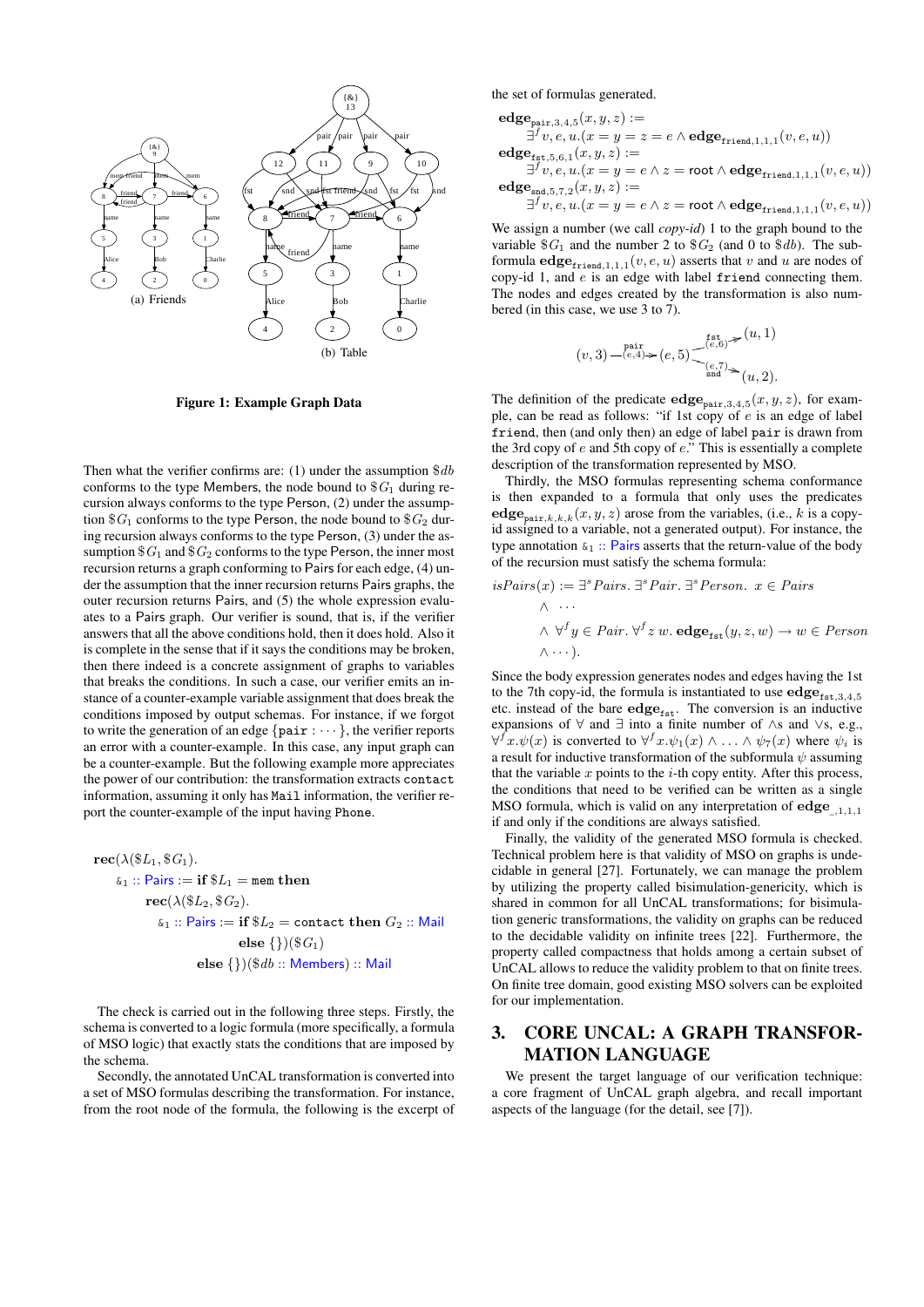(a) Friends

(b) Table

**Figure 1: Example Graph Data**

Then what the verifier confirms are: (1) under the assumption $\$db$ conforms to the type Members, the node bound to $\$G_1$ during recursion always conforms to the type Person, (2) under the assumption $\$G_1$ conforms to the type Person, the node bound to $\$G_2$ during recursion always conforms to the type Person, (3) under the assumption $\$G_1$ and $\$G_2$ conforms to the type Person, the inner most recursion returns a graph conforming to Pairs for each edge, (4) under the assumption that the inner recursion returns Pairs graphs, the outer recursion returns Pairs, and (5) the whole expression evaluates to a Pairs graph. Our verifier is sound, that is, if the verifier answers that all the above conditions hold, then it does hold. Also it is complete in the sense that if it says the conditions may be broken, then there indeed is a concrete assignment of graphs to variables that breaks the conditions. In such a case, our verifier emits an instance of a counter-example variable assignment that does break the conditions imposed by output schemas. For instance, if we forgot to write the generation of an edge {`pair` : ···}, the verifier reports an error with a counter-example. In this case, any input graph can be a counter-example. But the following example more appreciates the power of our contribution: the transformation extracts `contact` information, assuming it only has `Mail` information, the verifier report the counter-example of the input having `Phone`.

$$
\begin{array}{l}
\mathbf{rec}(\lambda(\$L_1, \$G_1).\\
\quad \&_1 :: \mathsf{Pairs} := \mathbf{if}\ \$L_1 = \mathtt{mem}\ \mathbf{then}\\
\qquad \mathbf{rec}(\lambda(\$L_2, \$G_2).\\
\qquad\quad \&_1 :: \mathsf{Pairs} := \mathbf{if}\ \$L_2 = \mathtt{contact}\ \mathbf{then}\ G_2 :: \mathsf{Mail}\\
\qquad\qquad\qquad \mathbf{else}\ \{\})(\$G_1)\\
\qquad\quad \mathbf{else}\ \{\})(\$db :: \mathsf{Members}) :: \mathsf{Mail}
\end{array}
$$

The check is carried out in the following three steps. Firstly, the schema is converted to a logic formula (more specifically, a formula of MSO logic) that exactly stats the conditions that are imposed by the schema.

Secondly, the annotated UnCAL transformation is converted into a set of MSO formulas describing the transformation. For instance, from the root node of the formula, the following is the excerpt of the set of formulas generated.

$$
\begin{array}{l}
\mathbf{edge}_{\mathtt{pair},3,4,5}(x,y,z) :=\\
\quad \exists^f v, e, u. (x = y = z = e \wedge \mathbf{edge}_{\mathtt{friend},1,1,1}(v,e,u))\\
\mathbf{edge}_{\mathtt{fst},5,6,1}(x,y,z) :=\\
\quad \exists^f v, e, u. (x = y = e \wedge z = \mathsf{root} \wedge \mathbf{edge}_{\mathtt{friend},1,1,1}(v,e,u))\\
\mathbf{edge}_{\mathtt{snd},5,7,2}(x,y,z) :=\\
\quad \exists^f v, e, u. (x = y = e \wedge z = \mathsf{root} \wedge \mathbf{edge}_{\mathtt{friend},1,1,1}(v,e,u))
\end{array}
$$

We assign a number (we call *copy-id*) 1 to the graph bound to the variable $\$G_1$ and the number 2 to $\$G_2$ (and 0 to $\$db$). The subformula $\mathbf{edge}_{\mathtt{friend},1,1,1}(v,e,u)$ asserts that $v$ and $u$ are nodes of copy-id 1, and $e$ is an edge with label `friend` connecting them. The nodes and edges created by the transformation is also numbered (in this case, we use 3 to 7).

$$
(v,3) \xrightarrow[(e,4)]{\mathtt{pair}} (e,5) \begin{array}{l} \xrightarrow[(e,6)]{\mathtt{fst}} (u,1) \\ \xrightarrow[(e,7)]{\mathtt{snd}} (u,2). \end{array}
$$

The definition of the predicate $\mathbf{edge}_{\mathtt{pair},3,4,5}(x,y,z)$, for example, can be read as follows: "if 1st copy of $e$ is an edge of label `friend`, then (and only then) an edge of label `pair` is drawn from the 3rd copy of $e$ and 5th copy of $e$." This is essentially a complete description of the transformation represented by MSO.

Thirdly, the MSO formulas representing schema conformance is then expanded to a formula that only uses the predicates $\mathbf{edge}_{\mathtt{pair},k,k,k}(x,y,z)$ arose from the variables, (i.e., $k$ is a copy-id assigned to a variable, not a generated output). For instance, the type annotation $\&_1 :: \mathsf{Pairs}$ asserts that the return-value of the body of the recursion must satisfy the schema formula:

$$
\begin{array}{l}
isPairs(x) := \exists^s Pairs.\ \exists^s Pair.\ \exists^s Person.\ x \in Pairs\\
\quad \wedge\ \cdots\\
\quad \wedge\ \forall^f y \in Pair.\ \forall^f z\ w.\ \mathbf{edge}_{\mathtt{fst}}(y,z,w) \rightarrow w \in Person\\
\quad \wedge \cdots).
\end{array}
$$

Since the body expression generates nodes and edges having the 1st to the 7th copy-id, the formula is instantiated to use $\mathbf{edge}_{\mathtt{fst},3,4,5}$ etc. instead of the bare $\mathbf{edge}_{\mathtt{fst}}$. The conversion is an inductive expansions of $\forall$ and $\exists$ into a finite number of $\wedge$s and $\vee$s, e.g., $\forall^f x.\psi(x)$ is converted to $\forall^f x.\psi_1(x) \wedge \ldots \wedge \psi_7(x)$ where $\psi_i$ is a result for inductive transformation of the subformula $\psi$ assuming that the variable $x$ points to the $i$-th copy entity. After this process, the conditions that need to be verified can be written as a single MSO formula, which is valid on any interpretation of $\mathbf{edge}_{\_,1,1,1}$ if and only if the conditions are always satisfied.

Finally, the validity of the generated MSO formula is checked. Technical problem here is that validity of MSO on graphs is undecidable in general [27]. Fortunately, we can manage the problem by utilizing the property called bisimulation-genericity, which is shared in common for all UnCAL transformations; for bisimulation generic transformations, the validity on graphs can be reduced to the decidable validity on infinite trees [22]. Furthermore, the property called compactness that holds among a certain subset of UnCAL allows to reduce the validity problem to that on finite trees. On finite tree domain, good existing MSO solvers can be exploited for our implementation.

# 3. CORE UNCAL: A GRAPH TRANSFORMATION LANGUAGE

We present the target language of our verification technique: a core fragment of UnCAL graph algebra, and recall important aspects of the language (for the detail, see [7]).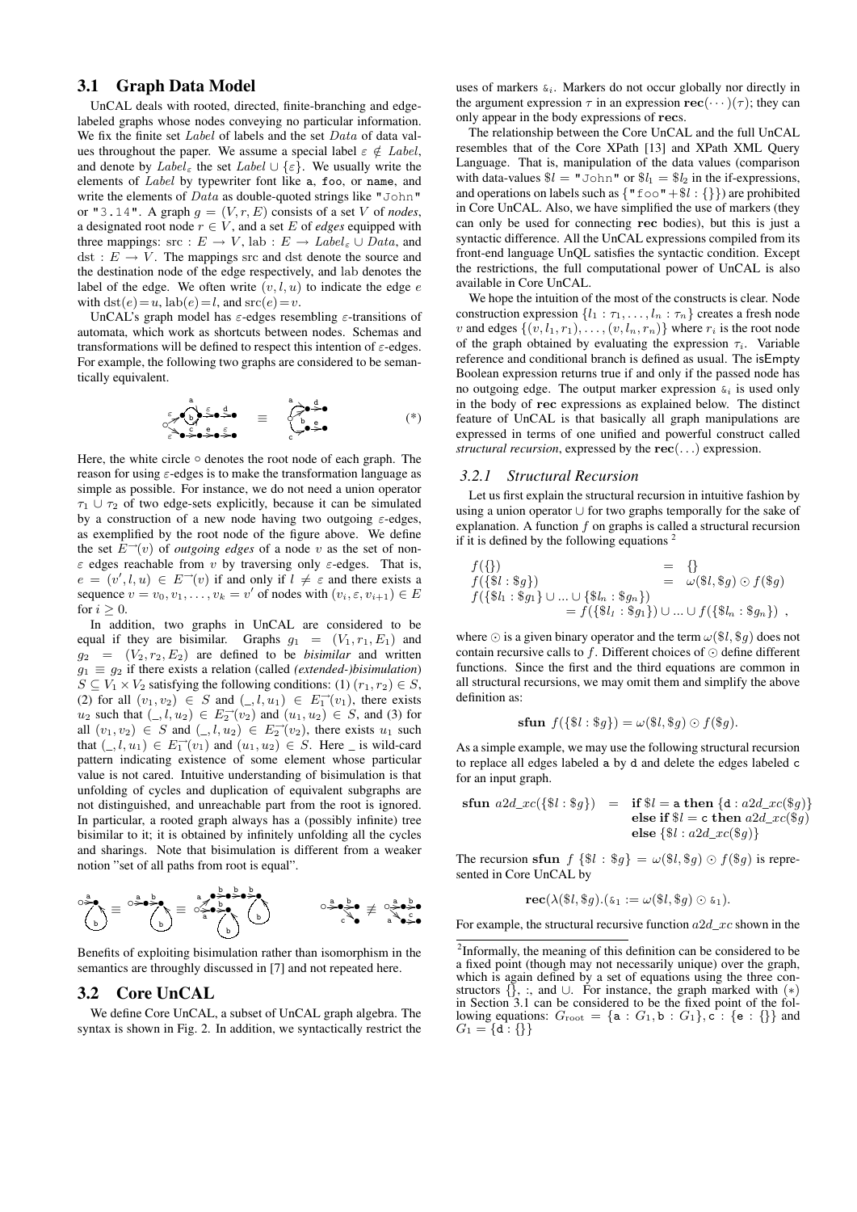## 3.1 Graph Data Model

UnCAL deals with rooted, directed, finite-branching and edge-labeled graphs whose nodes conveying no particular information. We fix the finite set $Label$ of labels and the set $Data$ of data values throughout the paper. We assume a special label $\varepsilon \notin Label$, and denote by $Label_\varepsilon$ the set $Label \cup \{\varepsilon\}$. We usually write the elements of $Label$ by typewriter font like a, foo, or name, and write the elements of $Data$ as double-quoted strings like "John" or "3.14". A graph $g = (V, r, E)$ consists of a set $V$ of *nodes*, a designated root node $r \in V$, and a set $E$ of *edges* equipped with three mappings: $\mathrm{src} : E \to V$, $\mathrm{lab} : E \to Label_\varepsilon \cup Data$, and $\mathrm{dst} : E \to V$. The mappings src and dst denote the source and the destination node of the edge respectively, and lab denotes the label of the edge. We often write $(v, l, u)$ to indicate the edge $e$ with $\mathrm{dst}(e) = u$, $\mathrm{lab}(e) = l$, and $\mathrm{src}(e) = v$.

UnCAL's graph model has $\varepsilon$-edges resembling $\varepsilon$-transitions of automata, which work as shortcuts between nodes. Schemas and transformations will be defined to respect this intention of $\varepsilon$-edges. For example, the following two graphs are considered to be semantically equivalent.

$$(*)$$

Here, the white circle $\circ$ denotes the root node of each graph. The reason for using $\varepsilon$-edges is to make the transformation language as simple as possible. For instance, we do not need a union operator $\tau_1 \cup \tau_2$ of two edge-sets explicitly, because it can be simulated by a construction of a new node having two outgoing $\varepsilon$-edges, as exemplified by the root node of the figure above. We define the set $E^{\rightarrow}(v)$ of *outgoing edges* of a node $v$ as the set of non-$\varepsilon$ edges reachable from $v$ by traversing only $\varepsilon$-edges. That is, $e = (v', l, u) \in E^{\rightarrow}(v)$ if and only if $l \neq \varepsilon$ and there exists a sequence $v = v_0, v_1, \ldots, v_k = v'$ of nodes with $(v_i, \varepsilon, v_{i+1}) \in E$ for $i \geq 0$.

In addition, two graphs in UnCAL are considered to be equal if they are bisimilar. Graphs $g_1 = (V_1, r_1, E_1)$ and $g_2 = (V_2, r_2, E_2)$ are defined to be *bisimilar* and written $g_1 \equiv g_2$ if there exists a relation (called *(extended-)bisimulation*) $S \subseteq V_1 \times V_2$ satisfying the following conditions: (1) $(r_1, r_2) \in S$, (2) for all $(v_1, v_2) \in S$ and $(\_, l, u_1) \in E_1^{\rightarrow}(v_1)$, there exists $u_2$ such that $(\_, l, u_2) \in E_2^{\rightarrow}(v_2)$ and $(u_1, u_2) \in S$, and (3) for all $(v_1, v_2) \in S$ and $(\_, l, u_2) \in E_2^{\rightarrow}(v_2)$, there exists $u_1$ such that $(\_, l, u_1) \in E_1^{\rightarrow}(v_1)$ and $(u_1, u_2) \in S$. Here _ is wild-card pattern indicating existence of some element whose particular value is not cared. Intuitive understanding of bisimulation is that unfolding of cycles and duplication of equivalent subgraphs are not distinguished, and unreachable part from the root is ignored. In particular, a rooted graph always has a (possibly infinite) tree bisimilar to it; it is obtained by infinitely unfolding all the cycles and sharings. Note that bisimulation is different from a weaker notion "set of all paths from root is equal".

Benefits of exploiting bisimulation rather than isomorphism in the semantics are throughly discussed in [7] and not repeated here.

## 3.2 Core UnCAL

We define Core UnCAL, a subset of UnCAL graph algebra. The syntax is shown in Fig. 2. In addition, we syntactically restrict the uses of markers $\&_i$. Markers do not occur globally nor directly in the argument expression $\tau$ in an expression $\mathbf{rec}(\cdots)(\tau)$; they can only appear in the body expressions of **rec**s.

The relationship between the Core UnCAL and the full UnCAL resembles that of the Core XPath [13] and XPath XML Query Language. That is, manipulation of the data values (comparison with data-values $\$l =$ "John" or $\$l_1 = \$l_2$ in the if-expressions, and operations on labels such as $\{$"foo"$+\$l : \{\}\}$) are prohibited in Core UnCAL. Also, we have simplified the use of markers (they can only be used for connecting **rec** bodies), but this is just a syntactic difference. All the UnCAL expressions compiled from its front-end language UnQL satisfies the syntactic condition. Except the restrictions, the full computational power of UnCAL is also available in Core UnCAL.

We hope the intuition of the most of the constructs is clear. Node construction expression $\{l_1 : \tau_1, \ldots, l_n : \tau_n\}$ creates a fresh node $v$ and edges $\{(v, l_1, r_1), \ldots, (v, l_n, r_n)\}$ where $r_i$ is the root node of the graph obtained by evaluating the expression $\tau_i$. Variable reference and conditional branch is defined as usual. The isEmpty Boolean expression returns true if and only if the passed node has no outgoing edge. The output marker expression $\&_i$ is used only in the body of **rec** expressions as explained below. The distinct feature of UnCAL is that basically all graph manipulations are expressed in terms of one unified and powerful construct called *structural recursion*, expressed by the $\mathbf{rec}(\ldots)$ expression.

### 3.2.1 Structural Recursion

Let us first explain the structural recursion in intuitive fashion by using a union operator $\cup$ for two graphs temporally for the sake of explanation. A function $f$ on graphs is called a structural recursion if it is defined by the following equations [2]

$$
\begin{array}{lcl}
f(\{\}) & = & \{\} \\
f(\{\$l : \$g\}) & = & \omega(\$l, \$g) \odot f(\$g) \\
f(\{\$l_1 : \$g_1\} \cup \ldots \cup \{\$l_n : \$g_n\}) & & \\
\quad = f(\{\$l_1 : \$g_1\}) \cup \ldots \cup f(\{\$l_n : \$g_n\}) \ , & &
\end{array}
$$

where $\odot$ is a given binary operator and the term $\omega(\$l, \$g)$ does not contain recursive calls to $f$. Different choices of $\odot$ define different functions. Since the first and the third equations are common in all structural recursions, we may omit them and simplify the above definition as:

$$\mathbf{sfun}\ f(\{\$l : \$g\}) = \omega(\$l, \$g) \odot f(\$g).$$

As a simple example, we may use the following structural recursion to replace all edges labeled a by d and delete the edges labeled c for an input graph.

$$
\begin{array}{lcl}
\mathbf{sfun}\ a2d\_xc(\{\$l : \$g\}) & = & \mathbf{if}\ \$l = \mathtt{a}\ \mathbf{then}\ \{\mathtt{d} : a2d\_xc(\$g)\} \\
& & \mathbf{else\ if}\ \$l = \mathtt{c}\ \mathbf{then}\ a2d\_xc(\$g) \\
& & \mathbf{else}\ \{\$l : a2d\_xc(\$g)\}
\end{array}
$$

The recursion $\mathbf{sfun}\ f\ \{\$l : \$g\} = \omega(\$l, \$g) \odot f(\$g)$ is represented in Core UnCAL by

$$\mathbf{rec}(\lambda(\$l, \$g).(\&_1 := \omega(\$l, \$g) \odot \&_1).$$

For example, the structural recursive function $a2d\_xc$ shown in the

[2] Informally, the meaning of this definition can be considered to be a fixed point (though may not necessarily unique) over the graph, which is again defined by a set of equations using the three constructors $\{\}$, :, and $\cup$. For instance, the graph marked with $(*)$ in Section 3.1 can be considered to be the fixed point of the following equations: $G_{\mathrm{root}} = \{\mathtt{a} : G_1, \mathtt{b} : G_1\}, \mathtt{c} : \{\mathtt{e} : \{\}\}$ and $G_1 = \{\mathtt{d} : \{\}\}$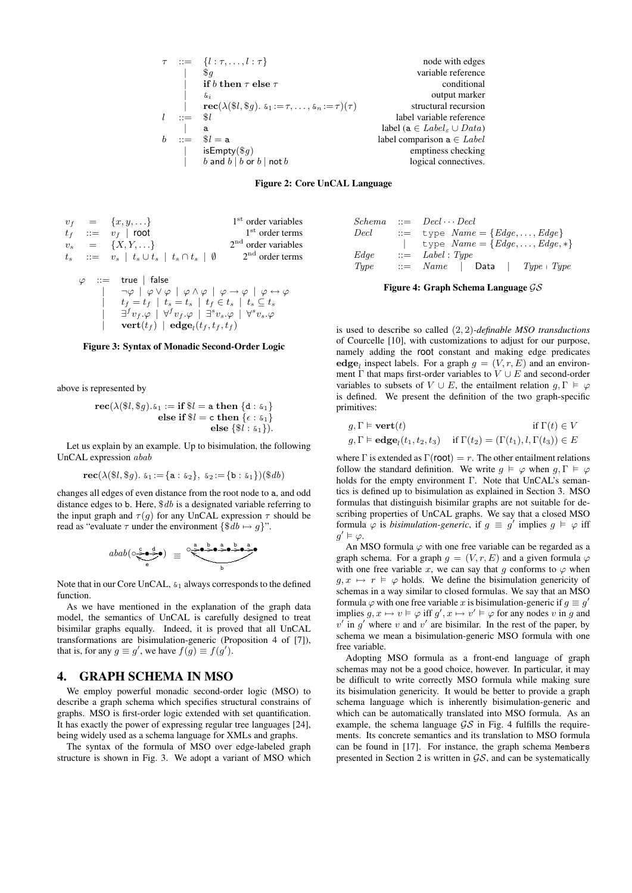$$
\begin{array}{rcll}
\tau & ::= & \{l:\tau,\ldots,l:\tau\} & \text{node with edges}\\
& | & \$g & \text{variable reference}\\
& | & \textbf{if } b \textbf{ then } \tau \textbf{ else } \tau & \text{conditional}\\
& | & \&_i & \text{output marker}\\
& | & \textbf{rec}(\lambda(\$l,\$g).\ \&_1 := \tau,\ldots,\&_n := \tau)(\tau) & \text{structural recursion}\\
l & ::= & \$l & \text{label variable reference}\\
& | & \mathsf{a} & \text{label } (\mathsf{a} \in \mathit{Label}_\varepsilon \cup \mathit{Data})\\
b & ::= & \$l = \mathsf{a} & \text{label comparison } \mathsf{a} \in \mathit{Label}\\
& | & \mathsf{isEmpty}(\$g) & \text{emptiness checking}\\
& | & b \ \mathsf{and}\ b \mid b \ \mathsf{or}\ b \mid \mathsf{not}\, b & \text{logical connectives.}
\end{array}
$$

**Figure 2: Core UnCAL Language**

$$
\begin{array}{rcll}
v_f & = & \{x, y, \ldots\} & 1^{\text{st}} \text{ order variables}\\
t_f & ::= & v_f \mid \mathsf{root} & 1^{\text{st}} \text{ order terms}\\
v_s & = & \{X, Y, \ldots\} & 2^{\text{nd}} \text{ order variables}\\
t_s & ::= & v_s \mid t_s \cup t_s \mid t_s \cap t_s \mid \emptyset & 2^{\text{nd}} \text{ order terms}
\end{array}
$$

$$
\begin{array}{rcl}
\varphi & ::= & \mathsf{true} \mid \mathsf{false}\\
& | & \neg\varphi \mid \varphi \vee \varphi \mid \varphi \wedge \varphi \mid \varphi \rightarrow \varphi \mid \varphi \leftrightarrow \varphi\\
& | & t_f = t_f \mid t_s = t_s \mid t_f \in t_s \mid t_s \subseteq t_s\\
& | & \exists^f v_f.\varphi \mid \forall^f v_f.\varphi \mid \exists^s v_s.\varphi \mid \forall^s v_s.\varphi\\
& | & \mathbf{vert}(t_f) \mid \mathbf{edge}_l(t_f, t_f, t_f)
\end{array}
$$

**Figure 3: Syntax of Monadic Second-Order Logic**

above is represented by

$$
\begin{array}{l}
\textbf{rec}(\lambda(\$l,\$g).\&_1 := \textbf{if } \$l = \mathsf{a} \textbf{ then } \{\mathsf{d} : \&_1\}\\
\qquad\qquad\qquad\quad \textbf{else if } \$l = \mathsf{c} \textbf{ then } \{\epsilon : \&_1\}\\
\qquad\qquad\qquad\qquad\qquad \textbf{else } \{\$l : \&_1\}).
\end{array}
$$

Let us explain by an example. Up to bisimulation, the following UnCAL expression $abab$

$$\textbf{rec}(\lambda(\$l,\$g).\ \&_1 := \{\mathsf{a} : \&_2\},\ \&_2 := \{\mathsf{b} : \&_1\})(\$db)$$

changes all edges of even distance from the root node to a, and odd distance edges to b. Here, $\$db$ is a designated variable referring to the input graph and $\tau(g)$ for any UnCAL expression $\tau$ should be read as "evaluate $\tau$ under the environment $\{\$db \mapsto g\}$".

$$abab(\text{graph with edges c, d, e}) \equiv (\text{graph with edges a, b, a, b, a and back edge b})$$

Note that in our Core UnCAL, $\&_1$ always corresponds to the defined function.

As we have mentioned in the explanation of the graph data model, the semantics of UnCAL is carefully designed to treat bisimilar graphs equally. Indeed, it is proved that all UnCAL transformations are bisimulation-generic (Proposition 4 of [7]), that is, for any $g \equiv g'$, we have $f(g) \equiv f(g')$.

## 4. GRAPH SCHEMA IN MSO

We employ powerful monadic second-order logic (MSO) to describe a graph schema which specifies structural constrains of graphs. MSO is first-order logic extended with set quantification. It has exactly the power of expressing regular tree languages [24], being widely used as a schema language for XMLs and graphs.

The syntax of the formula of MSO over edge-labeled graph structure is shown in Fig. 3. We adopt a variant of MSO which

$$
\begin{array}{rcl}
\mathit{Schema} & ::= & \mathit{Decl} \cdots \mathit{Decl}\\
\mathit{Decl} & ::= & \texttt{type}\ \mathit{Name} = \{\mathit{Edge},\ldots,\mathit{Edge}\}\\
& | & \texttt{type}\ \mathit{Name} = \{\mathit{Edge},\ldots,\mathit{Edge},*\}\\
\mathit{Edge} & ::= & \mathit{Label} : \mathit{Type}\\
\mathit{Type} & ::= & \mathit{Name} \mid \mathsf{Data} \mid \mathit{Type} \mid \mathit{Type}
\end{array}
$$

**Figure 4: Graph Schema Language $\mathcal{GS}$**

is used to describe so called $(2,2)$-*definable MSO transductions* of Courcelle [10], with customizations to adjust for our purpose, namely adding the root constant and making edge predicates $\mathbf{edge}_l$ inspect labels. For a graph $g = (V, r, E)$ and an environment $\Gamma$ that maps first-order variables to $V \cup E$ and second-order variables to subsets of $V \cup E$, the entailment relation $g, \Gamma \vDash \varphi$ is defined. We present the definition of the two graph-specific primitives:

$$
\begin{array}{ll}
g, \Gamma \vDash \mathbf{vert}(t) & \text{if } \Gamma(t) \in V\\
g, \Gamma \vDash \mathbf{edge}_l(t_1, t_2, t_3) & \text{if } \Gamma(t_2) = (\Gamma(t_1), l, \Gamma(t_3)) \in E
\end{array}
$$

where $\Gamma$ is extended as $\Gamma(\mathsf{root}) = r$. The other entailment relations follow the standard definition. We write $g \vDash \varphi$ when $g, \Gamma \vDash \varphi$ holds for the empty environment $\Gamma$. Note that UnCAL's semantics is defined up to bisimulation as explained in Section 3. MSO formulas that distinguish bisimilar graphs are not suitable for describing properties of UnCAL graphs. We say that a closed MSO formula $\varphi$ is *bisimulation-generic*, if $g \equiv g'$ implies $g \vDash \varphi$ iff $g' \vDash \varphi$.

An MSO formula $\varphi$ with one free variable can be regarded as a graph schema. For a graph $g = (V, r, E)$ and a given formula $\varphi$ with one free variable $x$, we can say that $g$ conforms to $\varphi$ when $g, x \mapsto r \vDash \varphi$ holds. We define the bisimulation genericity of schemas in a way similar to closed formulas. We say that an MSO formula $\varphi$ with one free variable $x$ is bisimulation-generic if $g \equiv g'$ implies $g, x \mapsto v \vDash \varphi$ iff $g', x \mapsto v' \vDash \varphi$ for any nodes $v$ in $g$ and $v'$ in $g'$ where $v$ and $v'$ are bisimilar. In the rest of the paper, by schema we mean a bisimulation-generic MSO formula with one free variable.

Adopting MSO formula as a front-end language of graph schemas may not be a good choice, however. In particular, it may be difficult to write correctly MSO formula while making sure its bisimulation genericity. It would be better to provide a graph schema language which is inherently bisimulation-generic and which can be automatically translated into MSO formula. As an example, the schema language $\mathcal{GS}$ in Fig. 4 fulfills the requirements. Its concrete semantics and its translation to MSO formula can be found in [17]. For instance, the graph schema `Members` presented in Section 2 is written in $\mathcal{GS}$, and can be systematically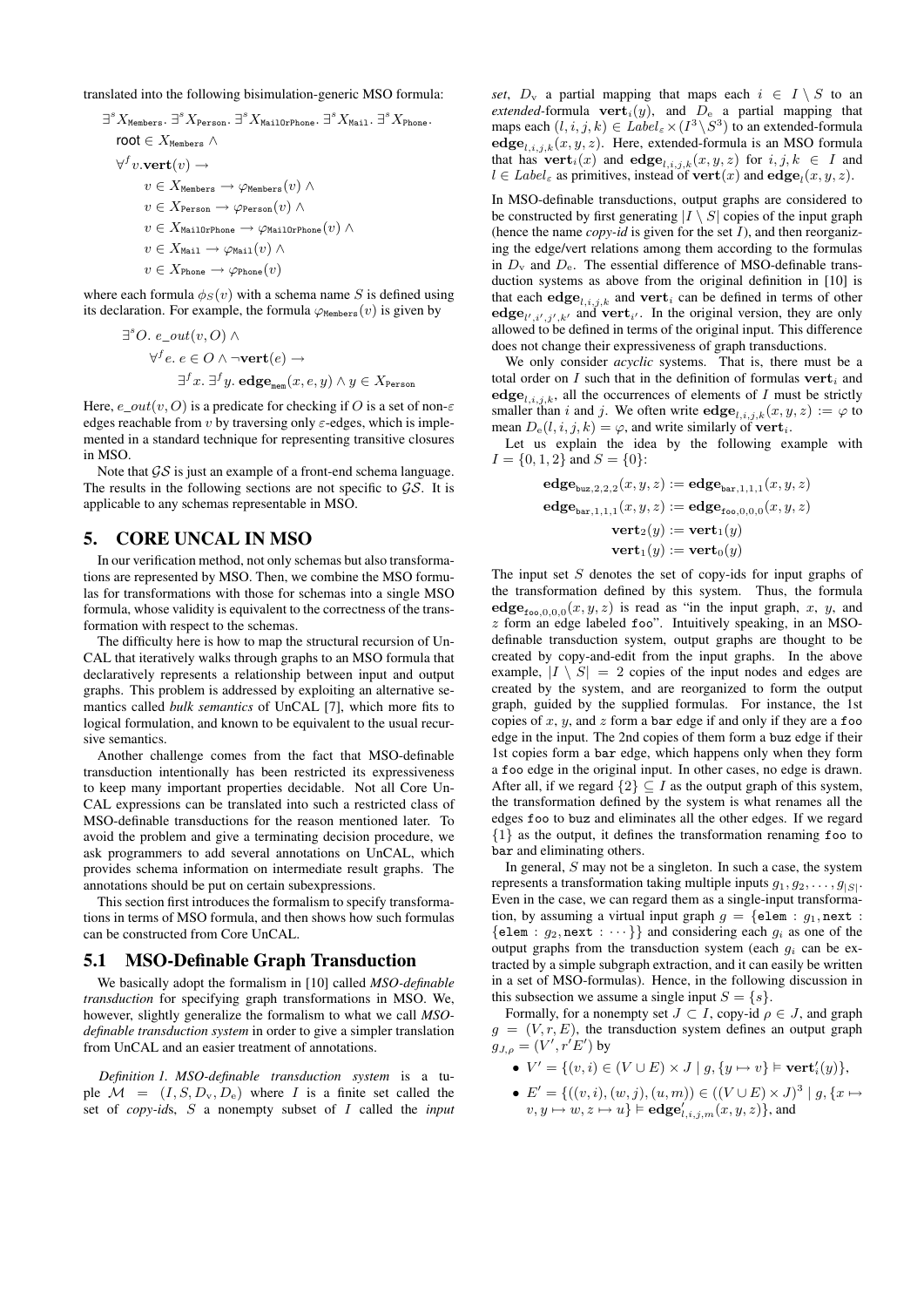translated into the following bisimulation-generic MSO formula:

$$
\begin{aligned}
&\exists^s X_{\texttt{Members}}.\ \exists^s X_{\texttt{Person}}.\ \exists^s X_{\texttt{MailOrPhone}}.\ \exists^s X_{\texttt{Mail}}.\ \exists^s X_{\texttt{Phone}}.\\
&\quad \mathsf{root} \in X_{\texttt{Members}} \wedge\\
&\quad \forall^f v.\mathbf{vert}(v) \rightarrow\\
&\qquad v \in X_{\texttt{Members}} \rightarrow \varphi_{\texttt{Members}}(v) \wedge\\
&\qquad v \in X_{\texttt{Person}} \rightarrow \varphi_{\texttt{Person}}(v) \wedge\\
&\qquad v \in X_{\texttt{MailOrPhone}} \rightarrow \varphi_{\texttt{MailOrPhone}}(v) \wedge\\
&\qquad v \in X_{\texttt{Mail}} \rightarrow \varphi_{\texttt{Mail}}(v) \wedge\\
&\qquad v \in X_{\texttt{Phone}} \rightarrow \varphi_{\texttt{Phone}}(v)
\end{aligned}
$$

where each formula $\phi_S(v)$ with a schema name $S$ is defined using its declaration. For example, the formula $\varphi_{\texttt{Members}}(v)$ is given by

$$
\begin{aligned}
&\exists^s O.\ e\_out(v, O) \wedge\\
&\quad \forall^f e.\ e \in O \wedge \neg\mathbf{vert}(e) \rightarrow\\
&\qquad \exists^f x.\ \exists^f y.\ \mathbf{edge}_{\texttt{mem}}(x, e, y) \wedge y \in X_{\texttt{Person}}
\end{aligned}
$$

Here, $e\_out(v, O)$ is a predicate for checking if $O$ is a set of non-$\varepsilon$ edges reachable from $v$ by traversing only $\varepsilon$-edges, which is implemented in a standard technique for representing transitive closures in MSO.

Note that $\mathcal{GS}$ is just an example of a front-end schema language. The results in the following sections are not specific to $\mathcal{GS}$. It is applicable to any schemas representable in MSO.

## 5. CORE UNCAL IN MSO

In our verification method, not only schemas but also transformations are represented by MSO. Then, we combine the MSO formulas for transformations with those for schemas into a single MSO formula, whose validity is equivalent to the correctness of the transformation with respect to the schemas.

The difficulty here is how to map the structural recursion of UnCAL that iteratively walks through graphs to an MSO formula that declaratively represents a relationship between input and output graphs. This problem is addressed by exploiting an alternative semantics called *bulk semantics* of UnCAL [7], which more fits to logical formulation, and known to be equivalent to the usual recursive semantics.

Another challenge comes from the fact that MSO-definable transduction intentionally has been restricted its expressiveness to keep many important properties decidable. Not all Core UnCAL expressions can be translated into such a restricted class of MSO-definable transductions for the reason mentioned later. To avoid the problem and give a terminating decision procedure, we ask programmers to add several annotations on UnCAL, which provides schema information on intermediate result graphs. The annotations should be put on certain subexpressions.

This section first introduces the formalism to specify transformations in terms of MSO formula, and then shows how such formulas can be constructed from Core UnCAL.

### 5.1 MSO-Definable Graph Transduction

We basically adopt the formalism in [10] called *MSO-definable transduction* for specifying graph transformations in MSO. We, however, slightly generalize the formalism to what we call *MSO-definable transduction system* in order to give a simpler translation from UnCAL and an easier treatment of annotations.

*Definition 1. MSO-definable transduction system* is a tuple $\mathcal{M} = (I, S, D_{\text{v}}, D_{\text{e}})$ where $I$ is a finite set called the set of *copy-id*s, $S$ a nonempty subset of $I$ called the *input set*, $D_{\text{v}}$ a partial mapping that maps each $i \in I \setminus S$ to an *extended*-formula $\mathbf{vert}_i(y)$, and $D_{\text{e}}$ a partial mapping that maps each $(l, i, j, k) \in Label_\varepsilon \times (I^3 \setminus S^3)$ to an extended-formula $\mathbf{edge}_{l,i,j,k}(x, y, z)$. Here, extended-formula is an MSO formula that has $\mathbf{vert}_i(x)$ and $\mathbf{edge}_{l,i,j,k}(x, y, z)$ for $i, j, k \in I$ and $l \in Label_\varepsilon$ as primitives, instead of $\mathbf{vert}(x)$ and $\mathbf{edge}_l(x, y, z)$.

In MSO-definable transductions, output graphs are considered to be constructed by first generating $|I \setminus S|$ copies of the input graph (hence the name *copy-id* is given for the set $I$), and then reorganizing the edge/vert relations among them according to the formulas in $D_{\text{v}}$ and $D_{\text{e}}$. The essential difference of MSO-definable transduction systems as above from the original definition in [10] is that each $\mathbf{edge}_{l,i,j,k}$ and $\mathbf{vert}_i$ can be defined in terms of other $\mathbf{edge}_{l',i',j',k'}$ and $\mathbf{vert}_{i'}$. In the original version, they are only allowed to be defined in terms of the original input. This difference does not change their expressiveness of graph transductions.

We only consider *acyclic* systems. That is, there must be a total order on $I$ such that in the definition of formulas $\mathbf{vert}_i$ and $\mathbf{edge}_{l,i,j,k}$, all the occurrences of elements of $I$ must be strictly smaller than $i$ and $j$. We often write $\mathbf{edge}_{l,i,j,k}(x, y, z) := \varphi$ to mean $D_{\text{e}}(l, i, j, k) = \varphi$, and write similarly of $\mathbf{vert}_i$.

Let us explain the idea by the following example with $I = \{0, 1, 2\}$ and $S = \{0\}$:

$$
\begin{aligned}
\mathbf{edge}_{\texttt{buz},2,2,2}(x, y, z) &:= \mathbf{edge}_{\texttt{bar},1,1,1}(x, y, z)\\
\mathbf{edge}_{\texttt{bar},1,1,1}(x, y, z) &:= \mathbf{edge}_{\texttt{foo},0,0,0}(x, y, z)\\
\mathbf{vert}_2(y) &:= \mathbf{vert}_1(y)\\
\mathbf{vert}_1(y) &:= \mathbf{vert}_0(y)
\end{aligned}
$$

The input set $S$ denotes the set of copy-ids for input graphs of the transformation defined by this system. Thus, the formula $\mathbf{edge}_{\texttt{foo},0,0,0}(x, y, z)$ is read as "in the input graph, $x$, $y$, and $z$ form an edge labeled foo". Intuitively speaking, in an MSO-definable transduction system, output graphs are thought to be created by copy-and-edit from the input graphs. In the above example, $|I \setminus S| = 2$ copies of the input nodes and edges are created by the system, and are reorganized to form the output graph, guided by the supplied formulas. For instance, the 1st copies of $x$, $y$, and $z$ form a bar edge if and only if they are a foo edge in the input. The 2nd copies of them form a buz edge if their 1st copies form a bar edge, which happens only when they form a foo edge in the original input. In other cases, no edge is drawn. After all, if we regard $\{2\} \subseteq I$ as the output graph of this system, the transformation defined by the system is what renames all the edges foo to buz and eliminates all the other edges. If we regard $\{1\}$ as the output, it defines the transformation renaming foo to bar and eliminating others.

In general, $S$ may not be a singleton. In such a case, the system represents a transformation taking multiple inputs $g_1, g_2, \ldots, g_{|S|}$. Even in the case, we can regard them as a single-input transformation, by assuming a virtual input graph $g = \{\texttt{elem} : g_1, \texttt{next} : \{\texttt{elem} : g_2, \texttt{next} : \cdots\}\}$ and considering each $g_i$ as one of the output graphs from the transduction system (each $g_i$ can be extracted by a simple subgraph extraction, and it can easily be written in a set of MSO-formulas). Hence, in the following discussion in this subsection we assume a single input $S = \{s\}$.

Formally, for a nonempty set $J \subset I$, copy-id $\rho \in J$, and graph $g = (V, r, E)$, the transduction system defines an output graph $g_{J,\rho} = (V', r'E')$ by

- $V' = \{(v, i) \in (V \cup E) \times J \mid g, \{y \mapsto v\} \vDash \mathbf{vert}'_i(y)\}$,
- $E' = \{((v, i), (w, j), (u, m)) \in ((V \cup E) \times J)^3 \mid g, \{x \mapsto v, y \mapsto w, z \mapsto u\} \vDash \mathbf{edge}'_{l,i,j,m}(x, y, z)\}$, and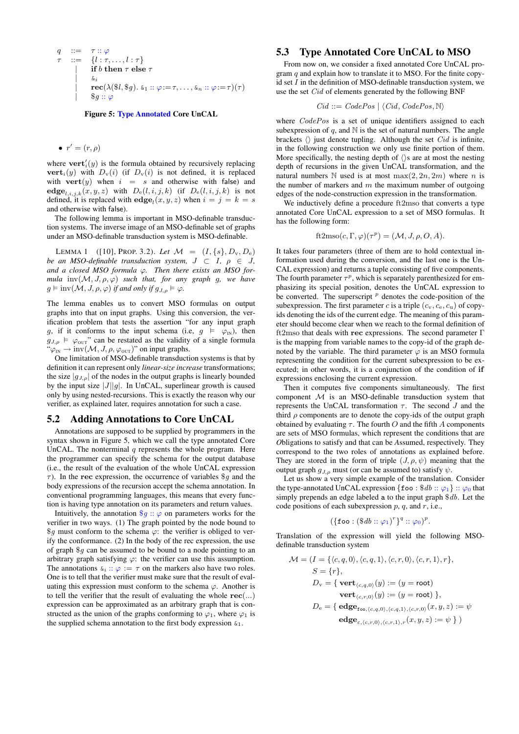$$
\begin{array}{rcl}
q & ::= & \tau :: \varphi \\
\tau & ::= & \{l : \tau, \ldots, l : \tau\} \\
 & | & \textbf{if } b \textbf{ then } \tau \textbf{ else } \tau \\
 & | & \&_i \\
 & | & \textbf{rec}(\lambda(\$l, \$g).\ \&_1 :: \varphi := \tau, \ldots, \&_n :: \varphi := \tau)(\tau) \\
 & | & \$g :: \varphi
\end{array}
$$

**Figure 5: Type Annotated Core UnCAL**

- $r' = (r, \rho)$

where $\mathbf{vert}'_i(y)$ is the formula obtained by recursively replacing $\mathbf{vert}_i(y)$ with $D_v(i)$ (if $D_v(i)$ is not defined, it is replaced with $\mathbf{vert}(y)$ when $i = s$ and otherwise with false) and $\mathbf{edge}_{l,i,j,k}(x, y, z)$ with $D_e(l, i, j, k)$ (if $D_e(l, i, j, k)$ is not defined, it is replaced with $\mathbf{edge}_l(x, y, z)$ when $i = j = k = s$ and otherwise with false).

The following lemma is important in MSO-definable transduction systems. The inverse image of an MSO-definable set of graphs under an MSO-definable transduction system is MSO-definable.

Lemma 1 ([10], Prop. 3.2). *Let $\mathcal{M} = (I, \{s\}, D_v, D_e)$ be an MSO-definable transduction system, $J \subset I$, $\rho \in J$, and a closed MSO formula $\varphi$. Then there exists an MSO formula $\mathrm{inv}(\mathcal{M}, J, \rho, \varphi)$ such that, for any graph $g$, we have $g \vDash \mathrm{inv}(\mathcal{M}, J, \rho, \varphi)$ if and only if $g_{J,\rho} \vDash \varphi$.*

The lemma enables us to convert MSO formulas on output graphs into that on input graphs. Using this conversion, the verification problem that tests the assertion "for any input graph $g$, if it conforms to the input schema (i.e, $g \vDash \varphi_{\text{IN}}$), then $g_{J,\rho} \vDash \varphi_{\text{OUT}}$" can be restated as the validity of a single formula "$\varphi_{\text{IN}} \rightarrow \mathrm{inv}(\mathcal{M}, J, \rho, \varphi_{\text{OUT}})$" on input graphs.

One limitation of MSO-definable transduction systems is that by definition it can represent only *linear-size increase* transformations; the size $|g_{J,\rho}|$ of the nodes in the output graphs is linearly bounded by the input size $|J||g|$. In UnCAL, superlinear growth is caused only by using nested-recursions. This is exactly the reason why our verifier, as explained later, requires annotation for such a case.

## 5.2 Adding Annotations to Core UnCAL

Annotations are supposed to be supplied by programmers in the syntax shown in Figure 5, which we call the type annotated Core UnCAL. The nonterminal $q$ represents the whole program. Here the programmer can specify the schema for the output database (i.e., the result of the evaluation of the whole UnCAL expression $\tau$). In the **rec** expression, the occurrence of variables $\$g$ and the body expressions of the recursion accept the schema annotation. In conventional programming languages, this means that every function is having type annotation on its parameters and return values.

Intuitively, the annotation $\$g :: \varphi$ on parameters works for the verifier in two ways. (1) The graph pointed by the node bound to $\$g$ must conform to the schema $\varphi$: the verifier is obliged to verify the conformance. (2) In the body of the rec expression, the use of graph $\$g$ can be assumed to be bound to a node pointing to an arbitrary graph satisfying $\varphi$: the verifier can use this assumption. The annotations $\&_i :: \varphi := \tau$ on the markers also have two roles. One is to tell that the verifier must make sure that the result of evaluating this expression must conform to the schema $\varphi$. Another is to tell the verifier that the result of evaluating the whole $\mathbf{rec}(\ldots)$ expression can be approximated as an arbitrary graph that is constructed as the union of the graphs conforming to $\varphi_1$, where $\varphi_1$ is the supplied schema annotation to the first body expression $\&_1$.

## 5.3 Type Annotated Core UnCAL to MSO

From now on, we consider a fixed annotated Core UnCAL program $q$ and explain how to translate it to MSO. For the finite copy-id set $I$ in the definition of MSO-definable transduction system, we use the set $Cid$ of elements generated by the following BNF

$$Cid ::= CodePos \mid \langle Cid, CodePos, \mathbb{N} \rangle$$

where $CodePos$ is a set of unique identifiers assigned to each subexpression of $q$, and $\mathbb{N}$ is the set of natural numbers. The angle brackets $\langle\rangle$ just denote tupling. Although the set $Cid$ is infinite, in the following construction we only use finite portion of them. More specifically, the nesting depth of $\langle\rangle$s are at most the nesting depth of recursions in the given UnCAL transformation, and the natural numbers $\mathbb{N}$ used is at most $\max(2, 2n, 2m)$ where $n$ is the number of markers and $m$ the maximum number of outgoing edges of the node-construction expression in the transformation.

We inductively define a procedure ft2mso that converts a type annotated Core UnCAL expression to a set of MSO formulas. It has the following form:

$$\mathrm{ft2mso}(c, \Gamma, \varphi)(\tau^p) = (\mathcal{M}, J, \rho, O, A).$$

It takes four parameters (three of them are to hold contextual information used during the conversion, and the last one is the UnCAL expression) and returns a tuple consisting of five components. The fourth parameter $\tau^p$, which is separately parenthesized for emphasizing its special position, denotes the UnCAL expression to be converted. The superscript $^p$ denotes the code-position of the subexpression. The first parameter $c$ is a triple $(c_v, c_e, c_u)$ of copy-ids denoting the ids of the current edge. The meaning of this parameter should become clear when we reach to the formal definition of ft2mso that deals with **rec** expressions. The second parameter $\Gamma$ is the mapping from variable names to the copy-id of the graph denoted by the variable. The third parameter $\varphi$ is an MSO formula representing the condition for the current subexpression to be executed; in other words, it is a conjunction of the condition of **if** expressions enclosing the current expression.

Then it computes five components simultaneously. The first component $\mathcal{M}$ is an MSO-definable transduction system that represents the UnCAL transformation $\tau$. The second $J$ and the third $\rho$ components are to denote the copy-ids of the output graph obtained by evaluating $\tau$. The fourth $O$ and the fifth $A$ components are sets of MSO formulas, which represent the conditions that are *O*bligations to satisfy and that can be *A*ssumed, respectively. They correspond to the two roles of annotations as explained before. They are stored in the form of triple $(J, \rho, \psi)$ meaning that the output graph $g_{J,\rho}$ must (or can be assumed to) satisfy $\psi$.

Let us show a very simple example of the translation. Consider the type-annotated UnCAL expression $\{\texttt{foo} : \$db :: \varphi_1\} :: \varphi_0$ that simply prepends an edge labeled a to the input graph $\$db$. Let the code positions of each subexpression $p$, $q$, and $r$, i.e.,

$$(\{\texttt{foo} : (\$db :: \varphi_1)^r\}^q :: \varphi_0)^p.$$

Translation of the expression will yield the following MSO-definable transduction system

$$
\begin{aligned}
\mathcal{M} = (I &= \{\langle c, q, 0\rangle, \langle c, q, 1\rangle, \langle c, r, 0\rangle, \langle c, r, 1\rangle, r\}, \\
S &= \{r\}, \\
D_v &= \{\ \mathbf{vert}_{\langle c,q,0\rangle}(y) := (y = \mathsf{root}) \\
&\qquad \mathbf{vert}_{\langle c,r,0\rangle}(y) := (y = \mathsf{root})\ \}, \\
D_e &= \{\ \mathbf{edge}_{\texttt{foo},\langle c,q,0\rangle,\langle c,q,1\rangle,\langle c,r,0\rangle}(x, y, z) := \psi \\
&\qquad \mathbf{edge}_{\varepsilon,\langle c,r,0\rangle,\langle c,r,1\rangle,r}(x, y, z) := \psi\ \}\ )
\end{aligned}
$$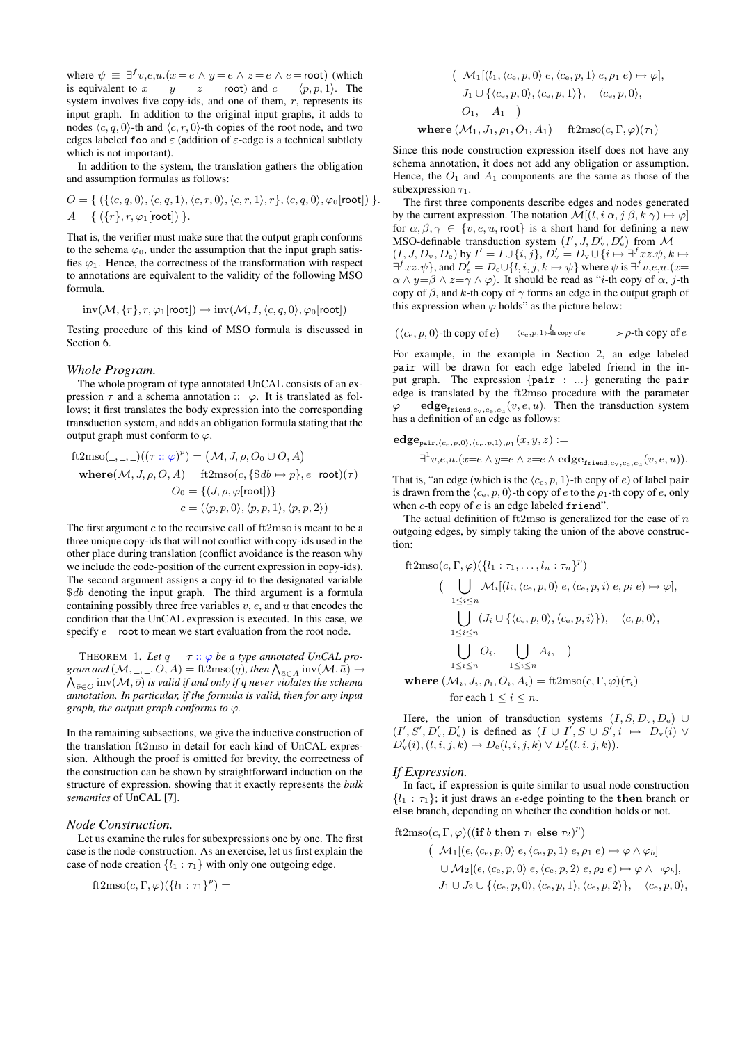where $\psi \equiv \exists^f v,e,u.(x = e \wedge y = e \wedge z = e \wedge e = \mathsf{root})$ (which is equivalent to $x = y = z = \mathsf{root}$) and $c = \langle p, p, 1\rangle$. The system involves five copy-ids, and one of them, $r$, represents its input graph. In addition to the original input graphs, it adds to nodes $\langle c, q, 0\rangle$-th and $\langle c, r, 0\rangle$-th copies of the root node, and two edges labeled `foo` and $\varepsilon$ (addition of $\varepsilon$-edge is a technical subtlety which is not important).

In addition to the system, the translation gathers the obligation and assumption formulas as follows:

$$O = \{ (\{\langle c, q, 0\rangle, \langle c, q, 1\rangle, \langle c, r, 0\rangle, \langle c, r, 1\rangle, r\}, \langle c, q, 0\rangle, \varphi_0[\mathsf{root}]) \}.$$
$$A = \{ (\{r\}, r, \varphi_1[\mathsf{root}]) \}.$$

That is, the verifier must make sure that the output graph conforms to the schema $\varphi_0$, under the assumption that the input graph satisfies $\varphi_1$. Hence, the correctness of the transformation with respect to annotations are equivalent to the validity of the following MSO formula.

$$\mathrm{inv}(\mathcal{M}, \{r\}, r, \varphi_1[\mathsf{root}]) \to \mathrm{inv}(\mathcal{M}, I, \langle c, q, 0\rangle, \varphi_0[\mathsf{root}])$$

Testing procedure of this kind of MSO formula is discussed in Section 6.

*Whole Program.*
The whole program of type annotated UnCAL consists of an expression $\tau$ and a schema annotation $::\ \varphi$. It is translated as follows; it first translates the body expression into the corresponding transduction system, and adds an obligation formula stating that the output graph must conform to $\varphi$.

$$\begin{aligned}
&\mathrm{ft2mso}(\_,\_,\_)((\tau :: \varphi)^p) = (\mathcal{M}, J, \rho, O_0 \cup O, A)\\
&\quad \mathbf{where}(\mathcal{M}, J, \rho, O, A) = \mathrm{ft2mso}(c, \{\$db \mapsto p\}, e{=}\mathsf{root})(\tau)\\
&\qquad\qquad O_0 = \{(J, \rho, \varphi[\mathsf{root}])\}\\
&\qquad\qquad c = (\langle p, p, 0\rangle, \langle p, p, 1\rangle, \langle p, p, 2\rangle)
\end{aligned}$$

The first argument $c$ to the recursive call of ft2mso is meant to be a three unique copy-ids that will not conflict with copy-ids used in the other place during translation (conflict avoidance is the reason why we include the code-position of the current expression in copy-ids). The second argument assigns a copy-id to the designated variable $\$db$ denoting the input graph. The third argument is a formula containing possibly three free variables $v$, $e$, and $u$ that encodes the condition that the UnCAL expression is executed. In this case, we specify $e{=}$ root to mean we start evaluation from the root node.

THEOREM 1. *Let $q = \tau :: \varphi$ be a type annotated UnCAL program and $(\mathcal{M}, \_, \_, O, A) = \mathrm{ft2mso}(q)$, then $\bigwedge_{\bar{a} \in A} \mathrm{inv}(\mathcal{M}, \bar{a}) \to \bigwedge_{\bar{o} \in O} \mathrm{inv}(\mathcal{M}, \bar{o})$ is valid if and only if $q$ never violates the schema annotation. In particular, if the formula is valid, then for any input graph, the output graph conforms to $\varphi$.*

In the remaining subsections, we give the inductive construction of the translation ft2mso in detail for each kind of UnCAL expression. Although the proof is omitted for brevity, the correctness of the construction can be shown by straightforward induction on the structure of expression, showing that it exactly represents the *bulk semantics* of UnCAL [7].

*Node Construction.*
Let us examine the rules for subexpressions one by one. The first case is the node-construction. As an exercise, let us first explain the case of node creation $\{l_1 : \tau_1\}$ with only one outgoing edge.

$$\begin{aligned}
&\mathrm{ft2mso}(c, \Gamma, \varphi)(\{l_1 : \tau_1\}^p) =\\
&\quad\big(\ \mathcal{M}_1[(l_1, \langle c_{\mathrm{e}}, p, 0\rangle\ e, \langle c_{\mathrm{e}}, p, 1\rangle\ e, \rho_1\ e) \mapsto \varphi],\\
&\qquad J_1 \cup \{\langle c_{\mathrm{e}}, p, 0\rangle, \langle c_{\mathrm{e}}, p, 1\rangle\}, \quad \langle c_{\mathrm{e}}, p, 0\rangle,\\
&\qquad O_1, \quad A_1 \quad \big)\\
&\quad \mathbf{where}\ (\mathcal{M}_1, J_1, \rho_1, O_1, A_1) = \mathrm{ft2mso}(c, \Gamma, \varphi)(\tau_1)
\end{aligned}$$

Since this node construction expression itself does not have any schema annotation, it does not add any obligation or assumption. Hence, the $O_1$ and $A_1$ components are the same as those of the subexpression $\tau_1$.

The first three components describe edges and nodes generated by the current expression. The notation $\mathcal{M}[(l, i\ \alpha, j\ \beta, k\ \gamma) \mapsto \varphi]$ for $\alpha, \beta, \gamma \in \{v, e, u, \mathsf{root}\}$ is a short hand for defining a new MSO-definable transduction system $(I', J, D'_{\mathrm{v}}, D'_{\mathrm{e}})$ from $\mathcal{M} = (I, J, D_{\mathrm{v}}, D_{\mathrm{e}})$ by $I' = I \cup \{i, j\}$, $D'_{\mathrm{v}} = D_{\mathrm{v}} \cup \{i \mapsto \exists^f xz.\psi, k \mapsto \exists^f xz.\psi\}$, and $D'_{\mathrm{e}} = D_{\mathrm{e}} \cup \{l, i, j, k \mapsto \psi\}$ where $\psi$ is $\exists^f v,e,u.(x{=}\alpha \wedge y{=}\beta \wedge z{=}\gamma \wedge \varphi)$. It should be read as "$i$-th copy of $\alpha$, $j$-th copy of $\beta$, and $k$-th copy of $\gamma$ forms an edge in the output graph of this expression when $\varphi$ holds" as the picture below:

$$(\langle c_{\mathrm{e}}, p, 0\rangle\text{-th copy of } e) \xrightarrow{\ \langle c_{\mathrm{e}}, p, 1\rangle\text{-th copy of } e\ \ l\ } \rho\text{-th copy of } e$$

For example, in the example in Section 2, an edge labeled `pair` will be drawn for each edge labeled friend in the input graph. The expression $\{$`pair` $: \ldots\}$ generating the `pair` edge is translated by the ft2mso procedure with the parameter $\varphi = \mathbf{edge}_{\mathtt{friend}, c_{\mathrm{v}}, c_{\mathrm{e}}, c_{\mathrm{u}}}(v, e, u)$. Then the transduction system has a definition of an edge as follows:

$$\begin{aligned}
&\mathbf{edge}_{\mathtt{pair}, \langle c_{\mathrm{e}}, p, 0\rangle, \langle c_{\mathrm{e}}, p, 1\rangle, \rho_1}(x, y, z) :=\\
&\qquad \exists^1 v,e,u.(x{=}e \wedge y{=}e \wedge z{=}e \wedge \mathbf{edge}_{\mathtt{friend}, c_{\mathrm{v}}, c_{\mathrm{e}}, c_{\mathrm{u}}}(v, e, u)).
\end{aligned}$$

That is, "an edge (which is the $\langle c_{\mathrm{e}}, p, 1\rangle$-th copy of $e$) of label pair is drawn from the $\langle c_{\mathrm{e}}, p, 0\rangle$-th copy of $e$ to the $\rho_1$-th copy of $e$, only when $c$-th copy of $e$ is an edge labeled `friend`".

The actual definition of ft2mso is generalized for the case of $n$ outgoing edges, by simply taking the union of the above construction:

$$\begin{aligned}
&\mathrm{ft2mso}(c, \Gamma, \varphi)(\{l_1 : \tau_1, \ldots, l_n : \tau_n\}^p) =\\
&\quad \Big(\ \bigcup_{1 \le i \le n} \mathcal{M}_i[(l_i, \langle c_{\mathrm{e}}, p, 0\rangle\ e, \langle c_{\mathrm{e}}, p, i\rangle\ e, \rho_i\ e) \mapsto \varphi],\\
&\qquad \bigcup_{1 \le i \le n} (J_i \cup \{\langle c_{\mathrm{e}}, p, 0\rangle, \langle c_{\mathrm{e}}, p, i\rangle\}), \quad \langle c, p, 0\rangle,\\
&\qquad \bigcup_{1 \le i \le n} O_i, \quad \bigcup_{1 \le i \le n} A_i, \quad \Big)\\
&\quad \mathbf{where}\ (\mathcal{M}_i, J_i, \rho_i, O_i, A_i) = \mathrm{ft2mso}(c, \Gamma, \varphi)(\tau_i)\\
&\qquad\quad \text{for each } 1 \le i \le n.
\end{aligned}$$

Here, the union of transduction systems $(I, S, D_{\mathrm{v}}, D_{\mathrm{e}}) \cup (I', S', D'_{\mathrm{v}}, D'_{\mathrm{e}})$ is defined as $(I \cup I', S \cup S', i \mapsto D_{\mathrm{v}}(i) \vee D'_{\mathrm{v}}(i), (l, i, j, k) \mapsto D_{\mathrm{e}}(l, i, j, k) \vee D'_{\mathrm{e}}(l, i, j, k))$.

*If Expression.*
In fact, **if** expression is quite similar to usual node construction $\{l_1 : \tau_1\}$; it just draws an $\epsilon$-edge pointing to the **then** branch or **else** branch, depending on whether the condition holds or not.

$$\begin{aligned}
&\mathrm{ft2mso}(c, \Gamma, \varphi)((\mathbf{if}\ b\ \mathbf{then}\ \tau_1\ \mathbf{else}\ \tau_2)^p) =\\
&\quad \big(\ \mathcal{M}_1[(\epsilon, \langle c_{\mathrm{e}}, p, 0\rangle\ e, \langle c_{\mathrm{e}}, p, 1\rangle\ e, \rho_1\ e) \mapsto \varphi \wedge \varphi_b]\\
&\qquad \cup \mathcal{M}_2[(\epsilon, \langle c_{\mathrm{e}}, p, 0\rangle\ e, \langle c_{\mathrm{e}}, p, 2\rangle\ e, \rho_2\ e) \mapsto \varphi \wedge \neg\varphi_b],\\
&\qquad J_1 \cup J_2 \cup \{\langle c_{\mathrm{e}}, p, 0\rangle, \langle c_{\mathrm{e}}, p, 1\rangle, \langle c_{\mathrm{e}}, p, 2\rangle\}, \quad \langle c_{\mathrm{e}}, p, 0\rangle,
\end{aligned}$$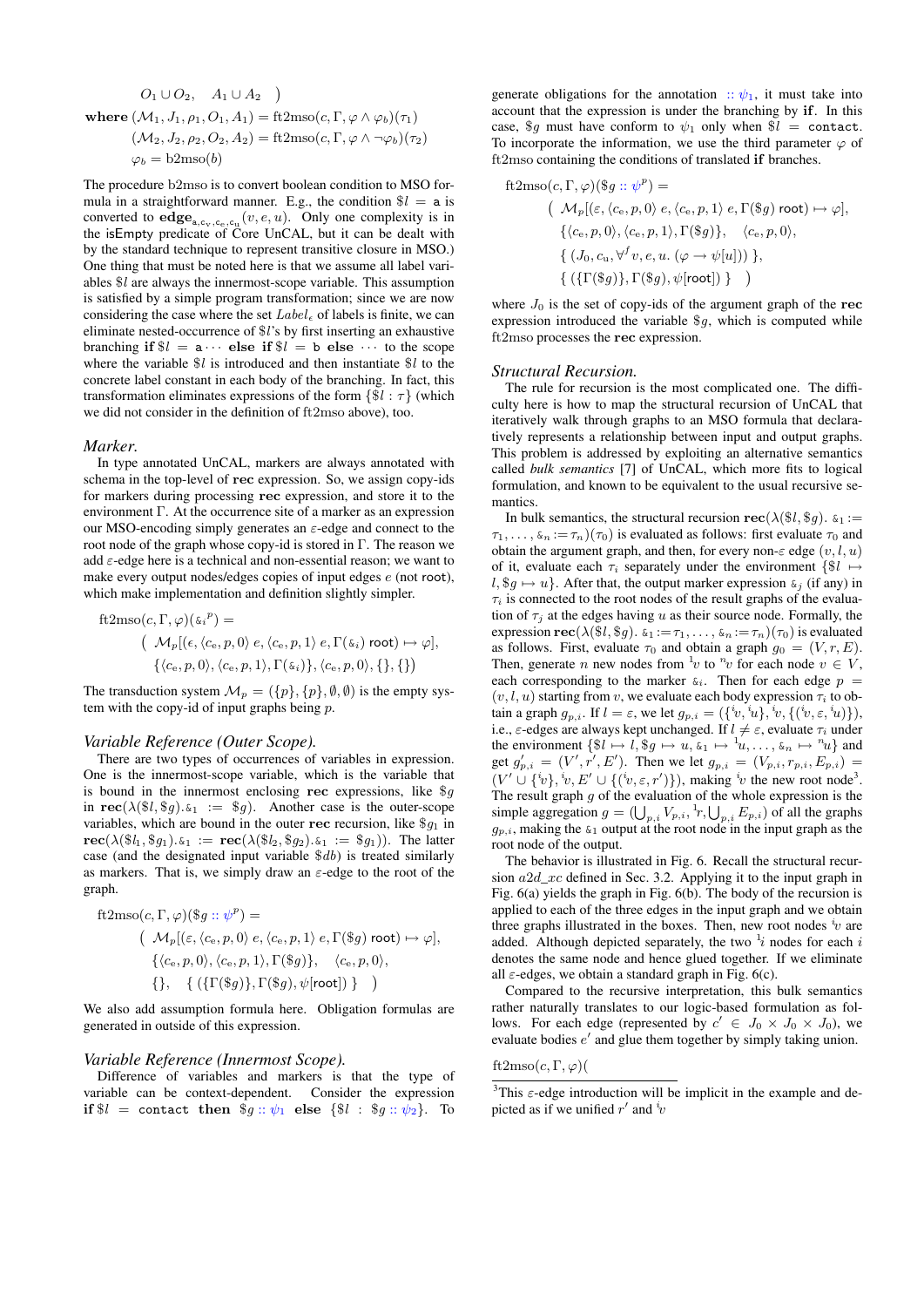$$O_1 \cup O_2, \quad A_1 \cup A_2 \quad )$$

$$\textbf{where } (\mathcal{M}_1, J_1, \rho_1, O_1, A_1) = \text{ft2mso}(c, \Gamma, \varphi \wedge \varphi_b)(\tau_1)$$
$$(\mathcal{M}_2, J_2, \rho_2, O_2, A_2) = \text{ft2mso}(c, \Gamma, \varphi \wedge \neg\varphi_b)(\tau_2)$$
$$\varphi_b = \text{b2mso}(b)$$

The procedure b2mso is to convert boolean condition to MSO formula in a straightforward manner. E.g., the condition $\$l = \mathtt{a}$ is converted to $\mathbf{edge}_{\mathtt{a},c_v,c_e,c_u}(v, e, u)$. Only one complexity is in the isEmpty predicate of Core UnCAL, but it can be dealt with by the standard technique to represent transitive closure in MSO.) One thing that must be noted here is that we assume all label variables $\$l$ are always the innermost-scope variable. This assumption is satisfied by a simple program transformation; since we are now considering the case where the set $Label_\epsilon$ of labels is finite, we can eliminate nested-occurrence of $\$l$'s by first inserting an exhaustive branching **if** $\$l = \mathtt{a} \cdots$ **else if** $\$l = \mathtt{b}$ **else** $\cdots$ to the scope where the variable $\$l$ is introduced and then instantiate $\$l$ to the concrete label constant in each body of the branching. In fact, this transformation eliminates expressions of the form $\{\$l : \tau\}$ (which we did not consider in the definition of ft2mso above), too.

### *Marker.*

In type annotated UnCAL, markers are always annotated with schema in the top-level of **rec** expression. So, we assign copy-ids for markers during processing **rec** expression, and store it to the environment $\Gamma$. At the occurrence site of a marker as an expression our MSO-encoding simply generates an $\varepsilon$-edge and connect to the root node of the graph whose copy-id is stored in $\Gamma$. The reason we add $\varepsilon$-edge here is a technical and non-essential reason; we want to make every output nodes/edges copies of input edges $e$ (not root), which make implementation and definition slightly simpler.

$$\text{ft2mso}(c, \Gamma, \varphi)(\&_i{}^p) =$$
$$\big( \ \mathcal{M}_p[(\epsilon, \langle c_e, p, 0\rangle\ e, \langle c_e, p, 1\rangle\ e, \Gamma(\&_i)\ \mathsf{root}) \mapsto \varphi],$$
$$\{\langle c_e, p, 0\rangle, \langle c_e, p, 1\rangle, \Gamma(\&_i)\}, \langle c_e, p, 0\rangle, \{\}, \{\}\big)$$

The transduction system $\mathcal{M}_p = (\{p\}, \{p\}, \emptyset, \emptyset)$ is the empty system with the copy-id of input graphs being $p$.

### *Variable Reference (Outer Scope).*

There are two types of occurrences of variables in expression. One is the innermost-scope variable, which is the variable that is bound in the innermost enclosing **rec** expressions, like $\$g$ in $\mathbf{rec}(\lambda(\$l, \$g).\&_1 := \$g)$. Another case is the outer-scope variables, which are bound in the outer **rec** recursion, like $\$g_1$ in $\mathbf{rec}(\lambda(\$l_1, \$g_1).\&_1 := \mathbf{rec}(\lambda(\$l_2, \$g_2).\&_1 := \$g_1))$. The latter case (and the designated input variable $\$db$) is treated similarly as markers. That is, we simply draw an $\varepsilon$-edge to the root of the graph.

$$\text{ft2mso}(c, \Gamma, \varphi)(\$g :: \psi^p) =$$
$$\big( \ \mathcal{M}_p[(\varepsilon, \langle c_e, p, 0\rangle\ e, \langle c_e, p, 1\rangle\ e, \Gamma(\$g)\ \mathsf{root}) \mapsto \varphi],$$
$$\{\langle c_e, p, 0\rangle, \langle c_e, p, 1\rangle, \Gamma(\$g)\}, \quad \langle c_e, p, 0\rangle,$$
$$\{\}, \quad \{\ (\{\Gamma(\$g)\}, \Gamma(\$g), \psi[\mathsf{root}])\ \} \quad \big)$$

We also add assumption formula here. Obligation formulas are generated in outside of this expression.

### *Variable Reference (Innermost Scope).*

Difference of variables and markers is that the type of variable can be context-dependent. Consider the expression **if** $\$l = \mathtt{contact}$ **then** $\$g :: \psi_1$ **else** $\{\$l : \$g :: \psi_2\}$. To generate obligations for the annotation $:: \psi_1$, it must take into account that the expression is under the branching by **if**. In this case, $\$g$ must have conform to $\psi_1$ only when $\$l = \mathtt{contact}$. To incorporate the information, we use the third parameter $\varphi$ of ft2mso containing the conditions of translated **if** branches.

$$\text{ft2mso}(c, \Gamma, \varphi)(\$g :: \psi^p) =$$
$$\big( \ \mathcal{M}_p[(\varepsilon, \langle c_e, p, 0\rangle\ e, \langle c_e, p, 1\rangle\ e, \Gamma(\$g)\ \mathsf{root}) \mapsto \varphi],$$
$$\{\langle c_e, p, 0\rangle, \langle c_e, p, 1\rangle, \Gamma(\$g)\}, \quad \langle c_e, p, 0\rangle,$$
$$\{\ (J_0, c_u, \forall^f v, e, u.\ (\varphi \to \psi[u]))\ \},$$
$$\{\ (\{\Gamma(\$g)\}, \Gamma(\$g), \psi[\mathsf{root}])\ \} \quad \big)$$

where $J_0$ is the set of copy-ids of the argument graph of the **rec** expression introduced the variable $\$g$, which is computed while ft2mso processes the **rec** expression.

### *Structural Recursion.*

The rule for recursion is the most complicated one. The difficulty here is how to map the structural recursion of UnCAL that iteratively walk through graphs to an MSO formula that declaratively represents a relationship between input and output graphs. This problem is addressed by exploiting an alternative semantics called *bulk semantics* [7] of UnCAL, which more fits to logical formulation, and known to be equivalent to the usual recursive semantics.

In bulk semantics, the structural recursion $\mathbf{rec}(\lambda(\$l, \$g).\ \&_1 := \tau_1, \ldots, \&_n := \tau_n)(\tau_0)$ is evaluated as follows: first evaluate $\tau_0$ and obtain the argument graph, and then, for every non-$\varepsilon$ edge $(v, l, u)$ of it, evaluate each $\tau_i$ separately under the environment $\{\$l \mapsto l, \$g \mapsto u\}$. After that, the output marker expression $\&_j$ (if any) in $\tau_i$ is connected to the root nodes of the result graphs of the evaluation of $\tau_j$ at the edges having $u$ as their source node. Formally, the expression $\mathbf{rec}(\lambda(\$l, \$g).\ \&_1 := \tau_1, \ldots, \&_n := \tau_n)(\tau_0)$ is evaluated as follows. First, evaluate $\tau_0$ and obtain a graph $g_0 = (V, r, E)$. Then, generate $n$ new nodes from ${}^1v$ to ${}^nv$ for each node $v \in V$, each corresponding to the marker $\&_i$. Then for each edge $p = (v, l, u)$ starting from $v$, we evaluate each body expression $\tau_i$ to obtain a graph $g_{p,i}$. If $l = \varepsilon$, we let $g_{p,i} = (\{{}^iv, {}^iu\}, {}^iv, \{({}^iv, \varepsilon, {}^iu)\})$, i.e., $\varepsilon$-edges are always kept unchanged. If $l \neq \varepsilon$, evaluate $\tau_i$ under the environment $\{\$l \mapsto l, \$g \mapsto u, \&_1 \mapsto {}^1u, \ldots, \&_n \mapsto {}^nu\}$ and get $g'_{p,i} = (V', r', E')$. Then we let $g_{p,i} = (V_{p,i}, r_{p,i}, E_{p,i}) = (V' \cup \{{}^iv\}, {}^iv, E' \cup \{({}^iv, \varepsilon, r')\})$, making ${}^iv$ the new root node[3]. The result graph $g$ of the evaluation of the whole expression is the simple aggregation $g = (\bigcup_{p,i} V_{p,i}, {}^1r, \bigcup_{p,i} E_{p,i})$ of all the graphs $g_{p,i}$, making the $\&_1$ output at the root node in the input graph as the root node of the output.

The behavior is illustrated in Fig. 6. Recall the structural recursion $a2d\_xc$ defined in Sec. 3.2. Applying it to the input graph in Fig. 6(a) yields the graph in Fig. 6(b). The body of the recursion is applied to each of the three edges in the input graph and we obtain three graphs illustrated in the boxes. Then, new root nodes ${}^iv$ are added. Although depicted separately, the two ${}^1i$ nodes for each $i$ denotes the same node and hence glued together. If we eliminate all $\varepsilon$-edges, we obtain a standard graph in Fig. 6(c).

Compared to the recursive interpretation, this bulk semantics rather naturally translates to our logic-based formulation as follows. For each edge (represented by $c' \in J_0 \times J_0 \times J_0$), we evaluate bodies $e'$ and glue them together by simply taking union.

$$\text{ft2mso}(c, \Gamma, \varphi)($$

[3] This $\varepsilon$-edge introduction will be implicit in the example and depicted as if we unified $r'$ and ${}^iv$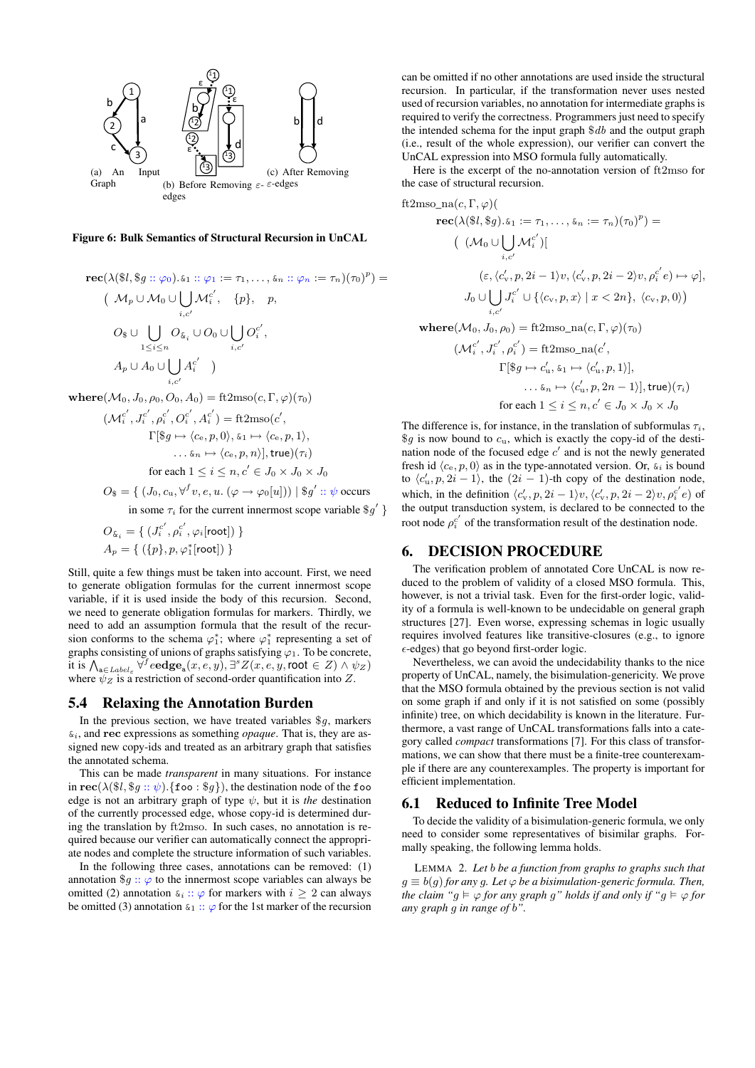(a) An Input Graph

(b) Before Removing $\varepsilon$- edges

(c) After Removing $\varepsilon$-edges

**Figure 6: Bulk Semantics of Structural Recursion in UnCAL**

$$
\begin{aligned}
&\mathbf{rec}(\lambda(\$l,\$g :: \varphi_0).\&_1 :: \varphi_1 := \tau_1, \ldots, \&_n :: \varphi_n := \tau_n)(\tau_0)^p) = \\
&\quad\Big(\ \mathcal{M}_p \cup \mathcal{M}_0 \cup \bigcup_{i,c'} \mathcal{M}_i^{c'},\quad \{p\},\quad p, \\
&\quad\quad O_\$ \cup \bigcup_{1\le i\le n} O_{\&_i} \cup O_0 \cup \bigcup_{i,c'} O_i^{c'}, \\
&\quad\quad A_p \cup A_0 \cup \bigcup_{i,c'} A_i^{c'}\quad \Big) \\
&\mathbf{where}(\mathcal{M}_0, J_0, \rho_0, O_0, A_0) = \mathrm{ft2mso}(c,\Gamma,\varphi)(\tau_0) \\
&\quad(\mathcal{M}_i^{c'}, J_i^{c'}, \rho_i^{c'}, O_i^{c'}, A_i^{c'}) = \mathrm{ft2mso}(c', \\
&\quad\quad \Gamma[\$g \mapsto \langle c_e, p, 0\rangle, \&_1 \mapsto \langle c_e, p, 1\rangle, \\
&\quad\quad \ldots \&_n \mapsto \langle c_e, p, n\rangle], \mathsf{true})(\tau_i) \\
&\quad\quad \text{for each } 1 \le i \le n, c' \in J_0 \times J_0 \times J_0 \\
&\quad O_\$ = \{\, (J_0, c_u, \forall^f v, e, u.\ (\varphi \to \varphi_0[u])) \mid \$g' :: \psi \text{ occurs} \\
&\quad\quad \text{in some } \tau_i \text{ for the current innermost scope variable } \$g' \,\} \\
&\quad O_{\&_i} = \{\, (J_i^{c'}, \rho_i^{c'}, \varphi_i[\mathsf{root}]) \,\} \\
&\quad A_p = \{\, (\{p\}, p, \varphi_1^*[\mathsf{root}]) \,\}
\end{aligned}
$$

Still, quite a few things must be taken into account. First, we need to generate obligation formulas for the current innermost scope variable, if it is used inside the body of this recursion. Second, we need to generate obligation formulas for markers. Thirdly, we need to add an assumption formula that the result of the recursion conforms to the schema $\varphi_1^*$; where $\varphi_1^*$ representing a set of graphs consisting of unions of graphs satisfying $\varphi_1$. To be concrete, it is $\bigwedge_{\mathtt{a}\in Label_\varepsilon} \forall^f e\mathbf{edge}_{\mathtt{a}}(x,e,y), \exists^s Z(x,e,y,\mathsf{root} \in Z) \wedge \psi_Z)$ where $\psi_Z$ is a restriction of second-order quantification into $Z$.

## 5.4 Relaxing the Annotation Burden

In the previous section, we have treated variables $\$g$, markers $\&_i$, and **rec** expressions as something *opaque*. That is, they are assigned new copy-ids and treated as an arbitrary graph that satisfies the annotated schema.

This can be made *transparent* in many situations. For instance in $\mathbf{rec}(\lambda(\$l,\$g :: \psi).\{\mathtt{foo} : \$g\})$, the destination node of the foo edge is not an arbitrary graph of type $\psi$, but it is *the* destination of the currently processed edge, whose copy-id is determined during the translation by ft2mso. In such cases, no annotation is required because our verifier can automatically connect the appropriate nodes and complete the structure information of such variables.

In the following three cases, annotations can be removed: (1) annotation $\$g :: \varphi$ to the innermost scope variables can always be omitted (2) annotation $\&_i :: \varphi$ for markers with $i \ge 2$ can always be omitted (3) annotation $\&_1 :: \varphi$ for the 1st marker of the recursion can be omitted if no other annotations are used inside the structural recursion. In particular, if the transformation never uses nested used of recursion variables, no annotation for intermediate graphs is required to verify the correctness. Programmers just need to specify the intended schema for the input graph $\$db$ and the output graph (i.e., result of the whole expression), our verifier can convert the UnCAL expression into MSO formula fully automatically.

Here is the excerpt of the no-annotation version of ft2mso for the case of structural recursion.

$$
\begin{aligned}
&\mathrm{ft2mso\_na}(c,\Gamma,\varphi)( \\
&\quad \mathbf{rec}(\lambda(\$l,\$g).\&_1 := \tau_1, \ldots, \&_n := \tau_n)(\tau_0)^p) = \\
&\quad\Big(\ (\mathcal{M}_0 \cup \bigcup_{i,c'} \mathcal{M}_i^{c'})[ \\
&\quad\quad (\varepsilon, \langle c_v', p, 2i-1\rangle v, \langle c_v', p, 2i-2\rangle v, \rho_i^{c'} e) \mapsto \varphi], \\
&\quad\quad J_0 \cup \bigcup_{i,c'} J_i^{c'} \cup \{\langle c_v, p, x\rangle \mid x < 2n\},\ \langle c_v, p, 0\rangle\Big) \\
&\mathbf{where}(\mathcal{M}_0, J_0, \rho_0) = \mathrm{ft2mso\_na}(c,\Gamma,\varphi)(\tau_0) \\
&\quad(\mathcal{M}_i^{c'}, J_i^{c'}, \rho_i^{c'}) = \mathrm{ft2mso\_na}(c', \\
&\quad\quad \Gamma[\$g \mapsto c_u', \&_1 \mapsto \langle c_u', p, 1\rangle], \\
&\quad\quad \ldots \&_n \mapsto \langle c_u', p, 2n-1\rangle], \mathsf{true})(\tau_i) \\
&\quad\quad \text{for each } 1 \le i \le n, c' \in J_0 \times J_0 \times J_0
\end{aligned}
$$

The difference is, for instance, in the translation of subformulas $\tau_i$, $\$g$ is now bound to $c_u$, which is exactly the copy-id of the destination node of the focused edge $c'$ and is not the newly generated fresh id $\langle c_e, p, 0\rangle$ as in the type-annotated version. Or, $\&_i$ is bound to $\langle c_u', p, 2i-1\rangle$, the $(2i-1)$-th copy of the destination node, which, in the definition $\langle c_v', p, 2i-1\rangle v, \langle c_v', p, 2i-2\rangle v, \rho_i^{c'} e)$ of the output transduction system, is declared to be connected to the root node $\rho_i^{c'}$ of the transformation result of the destination node.

# 6. DECISION PROCEDURE

The verification problem of annotated Core UnCAL is now reduced to the problem of validity of a closed MSO formula. This, however, is not a trivial task. Even for the first-order logic, validity of a formula is well-known to be undecidable on general graph structures [27]. Even worse, expressing schemas in logic usually requires involved features like transitive-closures (e.g., to ignore $\epsilon$-edges) that go beyond first-order logic.

Nevertheless, we can avoid the undecidability thanks to the nice property of UnCAL, namely, the bisimulation-genericity. We prove that the MSO formula obtained by the previous section is not valid on some graph if and only if it is not satisfied on some (possibly infinite) tree, on which decidability is known in the literature. Furthermore, a vast range of UnCAL transformations falls into a category called *compact* transformations [7]. For this class of transformations, we can show that there must be a finite-tree counterexample if there are any counterexamples. The property is important for efficient implementation.

## 6.1 Reduced to Infinite Tree Model

To decide the validity of a bisimulation-generic formula, we only need to consider some representatives of bisimilar graphs. Formally speaking, the following lemma holds.

LEMMA 2. *Let $b$ be a function from graphs to graphs such that $g \equiv b(g)$ for any $g$. Let $\varphi$ be a bisimulation-generic formula. Then, the claim "$g \vDash \varphi$ for any graph $g$" holds if and only if "$g \vDash \varphi$ for any graph $g$ in range of $b$".*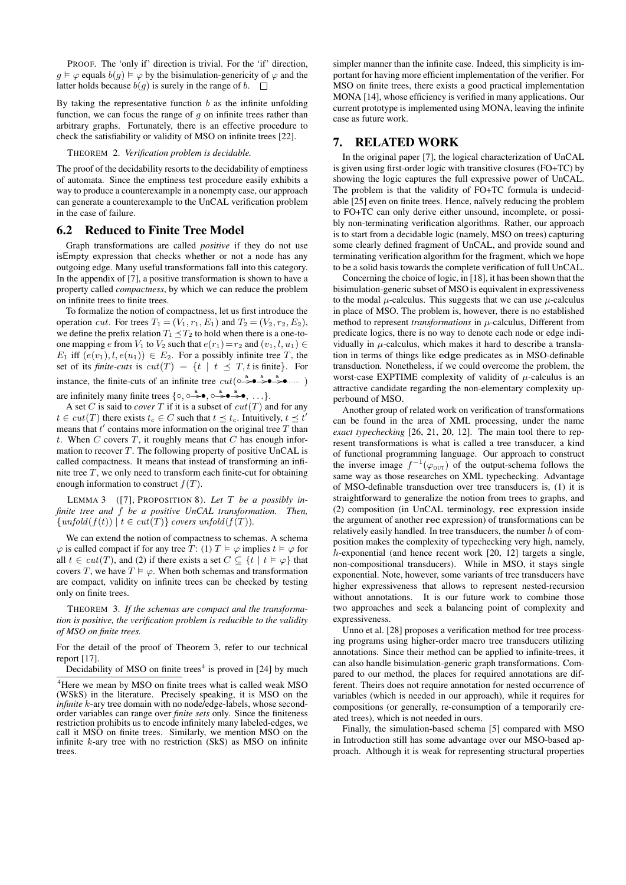PROOF. The 'only if' direction is trivial. For the 'if' direction, $g \models \varphi$ equals $b(g) \models \varphi$ by the bisimulation-genericity of $\varphi$ and the latter holds because $b(g)$ is surely in the range of $b$. $\square$

By taking the representative function $b$ as the infinite unfolding function, we can focus the range of $g$ on infinite trees rather than arbitrary graphs. Fortunately, there is an effective procedure to check the satisfiability or validity of MSO on infinite trees [22].

THEOREM 2. *Verification problem is decidable.*

The proof of the decidability resorts to the decidability of emptiness of automata. Since the emptiness test procedure easily exhibits a way to produce a counterexample in a nonempty case, our approach can generate a counterexample to the UnCAL verification problem in the case of failure.

## 6.2 Reduced to Finite Tree Model

Graph transformations are called *positive* if they do not use isEmpty expression that checks whether or not a node has any outgoing edge. Many useful transformations fall into this category. In the appendix of [7], a positive transformation is shown to have a property called *compactness*, by which we can reduce the problem on infinite trees to finite trees.

To formalize the notion of compactness, let us first introduce the operation $cut$. For trees $T_1 = (V_1, r_1, E_1)$ and $T_2 = (V_2, r_2, E_2)$, we define the prefix relation $T_1 \preceq T_2$ to hold when there is a one-to-one mapping $e$ from $V_1$ to $V_2$ such that $e(r_1) = r_2$ and $(v_1, l, u_1) \in E_1$ iff $(e(v_1), l, e(u_1)) \in E_2$. For a possibly infinite tree $T$, the set of its *finite-cuts* is $cut(T) = \{t \mid t \preceq T, t \text{ is finite}\}$. For instance, the finite-cuts of an infinite tree $cut(\circ \xrightarrow{a} \bullet \xrightarrow{a} \bullet \xrightarrow{a} \bullet \cdots\cdots)$ are infinitely many finite trees $\{\circ, \circ \xrightarrow{a} \bullet, \circ \xrightarrow{a} \bullet \xrightarrow{a} \bullet, \ldots\}$.

A set $C$ is said to *cover* $T$ if it is a subset of $cut(T)$ and for any $t \in cut(T)$ there exists $t_c \in C$ such that $t \preceq t_c$. Intuitively, $t \preceq t'$ means that $t'$ contains more information on the original tree $T$ than $t$. When $C$ covers $T$, it roughly means that $C$ has enough information to recover $T$. The following property of positive UnCAL is called compactness. It means that instead of transforming an infinite tree $T$, we only need to transform each finite-cut for obtaining enough information to construct $f(T)$.

LEMMA 3 ([7], PROPOSITION 8). *Let $T$ be a possibly infinite tree and $f$ be a positive UnCAL transformation. Then, $\{unfold(f(t)) \mid t \in cut(T)\}$ covers $unfold(f(T))$.*

We can extend the notion of compactness to schemas. A schema $\varphi$ is called compact if for any tree $T$: (1) $T \models \varphi$ implies $t \models \varphi$ for all $t \in cut(T)$, and (2) if there exists a set $C \subseteq \{t \mid t \models \varphi\}$ that covers $T$, we have $T \models \varphi$. When both schemas and transformation are compact, validity on infinite trees can be checked by testing only on finite trees.

THEOREM 3. *If the schemas are compact and the transformation is positive, the verification problem is reducible to the validity of MSO on finite trees.*

For the detail of the proof of Theorem 3, refer to our technical report [17].

Decidability of MSO on finite trees[4] is proved in [24] by much simpler manner than the infinite case. Indeed, this simplicity is important for having more efficient implementation of the verifier. For MSO on finite trees, there exists a good practical implementation MONA [14], whose efficiency is verified in many applications. Our current prototype is implemented using MONA, leaving the infinite case as future work.

[4] Here we mean by MSO on finite trees what is called weak MSO (WSkS) in the literature. Precisely speaking, it is MSO on the *infinite* $k$-ary tree domain with no node/edge-labels, whose second-order variables can range over *finite sets* only. Since the finiteness restriction prohibits us to encode infinitely many labeled-edges, we call it MSO on finite trees. Similarly, we mention MSO on the infinite $k$-ary tree with no restriction (SkS) as MSO on infinite trees.

# 7. RELATED WORK

In the original paper [7], the logical characterization of UnCAL is given using first-order logic with transitive closures (FO+TC) by showing the logic captures the full expressive power of UnCAL. The problem is that the validity of FO+TC formula is undecidable [25] even on finite trees. Hence, naïvely reducing the problem to FO+TC can only derive either unsound, incomplete, or possibly non-terminating verification algorithms. Rather, our approach is to start from a decidable logic (namely, MSO on trees) capturing some clearly defined fragment of UnCAL, and provide sound and terminating verification algorithm for the fragment, which we hope to be a solid basis towards the complete verification of full UnCAL.

Concerning the choice of logic, in [18], it has been shown that the bisimulation-generic subset of MSO is equivalent in expressiveness to the modal $\mu$-calculus. This suggests that we can use $\mu$-calculus in place of MSO. The problem is, however, there is no established method to represent *transformations* in $\mu$-calculus, Different from predicate logics, there is no way to denote each node or edge individually in $\mu$-calculus, which makes it hard to describe a translation in terms of things like **edge** predicates as in MSO-definable transduction. Nonetheless, if we could overcome the problem, the worst-case EXPTIME complexity of validity of $\mu$-calculus is an attractive candidate regarding the non-elementary complexity upperbound of MSO.

Another group of related work on verification of transformations can be found in the area of XML processing, under the name *exact typechecking* [26, 21, 20, 12]. The main tool there to represent transformations is what is called a tree transducer, a kind of functional programming language. Our approach to construct the inverse image $f^{-1}(\varphi_{\text{OUT}})$ of the output-schema follows the same way as those researches on XML typechecking. Advantage of MSO-definable transduction over tree transducers is, (1) it is straightforward to generalize the notion from trees to graphs, and (2) composition (in UnCAL terminology, **rec** expression inside the argument of another **rec** expression) of transformations can be relatively easily handled. In tree transducers, the number $h$ of composition makes the complexity of typechecking very high, namely, $h$-exponential (and hence recent work [20, 12] targets a single, non-compositional transducers). While in MSO, it stays single exponential. Note, however, some variants of tree transducers have higher expressiveness that allows to represent nested-recursion without annotations. It is our future work to combine those two approaches and seek a balancing point of complexity and expressiveness.

Unno et al. [28] proposes a verification method for tree processing programs using higher-order macro tree transducers utilizing annotations. Since their method can be applied to infinite-trees, it can also handle bisimulation-generic graph transformations. Compared to our method, the places for required annotations are different. Theirs does not require annotation for nested occurrence of variables (which is needed in our approach), while it requires for compositions (or generally, re-consumption of a temporarily created trees), which is not needed in ours.

Finally, the simulation-based schema [5] compared with MSO in Introduction still has some advantage over our MSO-based approach. Although it is weak for representing structural properties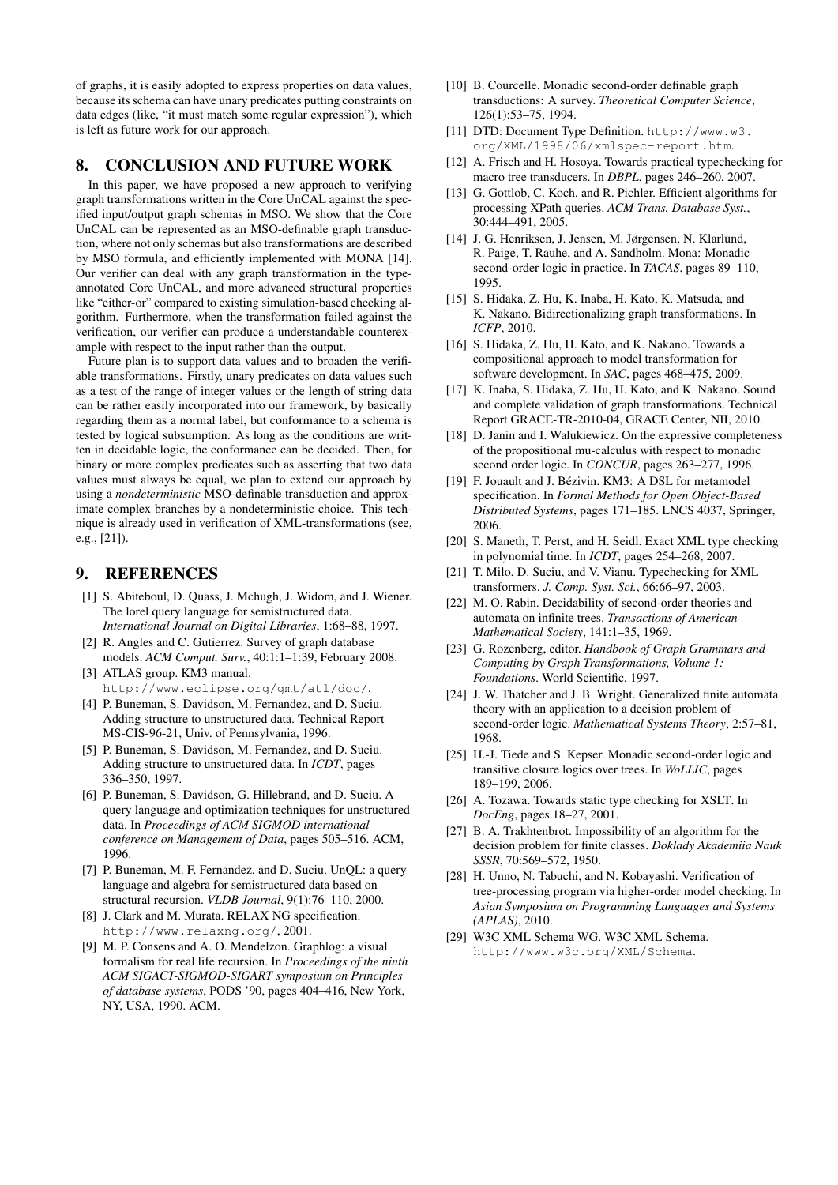of graphs, it is easily adopted to express properties on data values, because its schema can have unary predicates putting constraints on data edges (like, "it must match some regular expression"), which is left as future work for our approach.

## 8. CONCLUSION AND FUTURE WORK

In this paper, we have proposed a new approach to verifying graph transformations written in the Core UnCAL against the specified input/output graph schemas in MSO. We show that the Core UnCAL can be represented as an MSO-definable graph transduction, where not only schemas but also transformations are described by MSO formula, and efficiently implemented with MONA [14]. Our verifier can deal with any graph transformation in the type-annotated Core UnCAL, and more advanced structural properties like "either-or" compared to existing simulation-based checking algorithm. Furthermore, when the transformation failed against the verification, our verifier can produce a understandable counterexample with respect to the input rather than the output.

Future plan is to support data values and to broaden the verifiable transformations. Firstly, unary predicates on data values such as a test of the range of integer values or the length of string data can be rather easily incorporated into our framework, by basically regarding them as a normal label, but conformance to a schema is tested by logical subsumption. As long as the conditions are written in decidable logic, the conformance can be decided. Then, for binary or more complex predicates such as asserting that two data values must always be equal, we plan to extend our approach by using a *nondeterministic* MSO-definable transduction and approximate complex branches by a nondeterministic choice. This technique is already used in verification of XML-transformations (see, e.g., [21]).

## 9. REFERENCES

[1] S. Abiteboul, D. Quass, J. Mchugh, J. Widom, and J. Wiener. The lorel query language for semistructured data. *International Journal on Digital Libraries*, 1:68–88, 1997.

[2] R. Angles and C. Gutierrez. Survey of graph database models. *ACM Comput. Surv.*, 40:1:1–1:39, February 2008.

[3] ATLAS group. KM3 manual. http://www.eclipse.org/gmt/atl/doc/.

[4] P. Buneman, S. Davidson, M. Fernandez, and D. Suciu. Adding structure to unstructured data. Technical Report MS-CIS-96-21, Univ. of Pennsylvania, 1996.

[5] P. Buneman, S. Davidson, M. Fernandez, and D. Suciu. Adding structure to unstructured data. In *ICDT*, pages 336–350, 1997.

[6] P. Buneman, S. Davidson, G. Hillebrand, and D. Suciu. A query language and optimization techniques for unstructured data. In *Proceedings of ACM SIGMOD international conference on Management of Data*, pages 505–516. ACM, 1996.

[7] P. Buneman, M. F. Fernandez, and D. Suciu. UnQL: a query language and algebra for semistructured data based on structural recursion. *VLDB Journal*, 9(1):76–110, 2000.

[8] J. Clark and M. Murata. RELAX NG specification. http://www.relaxng.org/, 2001.

[9] M. P. Consens and A. O. Mendelzon. Graphlog: a visual formalism for real life recursion. In *Proceedings of the ninth ACM SIGACT-SIGMOD-SIGART symposium on Principles of database systems*, PODS '90, pages 404–416, New York, NY, USA, 1990. ACM.

[10] B. Courcelle. Monadic second-order definable graph transductions: A survey. *Theoretical Computer Science*, 126(1):53–75, 1994.

[11] DTD: Document Type Definition. http://www.w3.org/XML/1998/06/xmlspec-report.htm.

[12] A. Frisch and H. Hosoya. Towards practical typechecking for macro tree transducers. In *DBPL*, pages 246–260, 2007.

[13] G. Gottlob, C. Koch, and R. Pichler. Efficient algorithms for processing XPath queries. *ACM Trans. Database Syst.*, 30:444–491, 2005.

[14] J. G. Henriksen, J. Jensen, M. Jørgensen, N. Klarlund, R. Paige, T. Rauhe, and A. Sandholm. Mona: Monadic second-order logic in practice. In *TACAS*, pages 89–110, 1995.

[15] S. Hidaka, Z. Hu, K. Inaba, H. Kato, K. Matsuda, and K. Nakano. Bidirectionalizing graph transformations. In *ICFP*, 2010.

[16] S. Hidaka, Z. Hu, H. Kato, and K. Nakano. Towards a compositional approach to model transformation for software development. In *SAC*, pages 468–475, 2009.

[17] K. Inaba, S. Hidaka, Z. Hu, H. Kato, and K. Nakano. Sound and complete validation of graph transformations. Technical Report GRACE-TR-2010-04, GRACE Center, NII, 2010.

[18] D. Janin and I. Walukiewicz. On the expressive completeness of the propositional mu-calculus with respect to monadic second order logic. In *CONCUR*, pages 263–277, 1996.

[19] F. Jouault and J. Bézivin. KM3: A DSL for metamodel specification. In *Formal Methods for Open Object-Based Distributed Systems*, pages 171–185. LNCS 4037, Springer, 2006.

[20] S. Maneth, T. Perst, and H. Seidl. Exact XML type checking in polynomial time. In *ICDT*, pages 254–268, 2007.

[21] T. Milo, D. Suciu, and V. Vianu. Typechecking for XML transformers. *J. Comp. Syst. Sci.*, 66:66–97, 2003.

[22] M. O. Rabin. Decidability of second-order theories and automata on infinite trees. *Transactions of American Mathematical Society*, 141:1–35, 1969.

[23] G. Rozenberg, editor. *Handbook of Graph Grammars and Computing by Graph Transformations, Volume 1: Foundations*. World Scientific, 1997.

[24] J. W. Thatcher and J. B. Wright. Generalized finite automata theory with an application to a decision problem of second-order logic. *Mathematical Systems Theory*, 2:57–81, 1968.

[25] H.-J. Tiede and S. Kepser. Monadic second-order logic and transitive closure logics over trees. In *WoLLIC*, pages 189–199, 2006.

[26] A. Tozawa. Towards static type checking for XSLT. In *DocEng*, pages 18–27, 2001.

[27] B. A. Trakhtenbrot. Impossibility of an algorithm for the decision problem for finite classes. *Doklady Akademiia Nauk SSSR*, 70:569–572, 1950.

[28] H. Unno, N. Tabuchi, and N. Kobayashi. Verification of tree-processing program via higher-order model checking. In *Asian Symposium on Programming Languages and Systems (APLAS)*, 2010.

[29] W3C XML Schema WG. W3C XML Schema. http://www.w3c.org/XML/Schema.